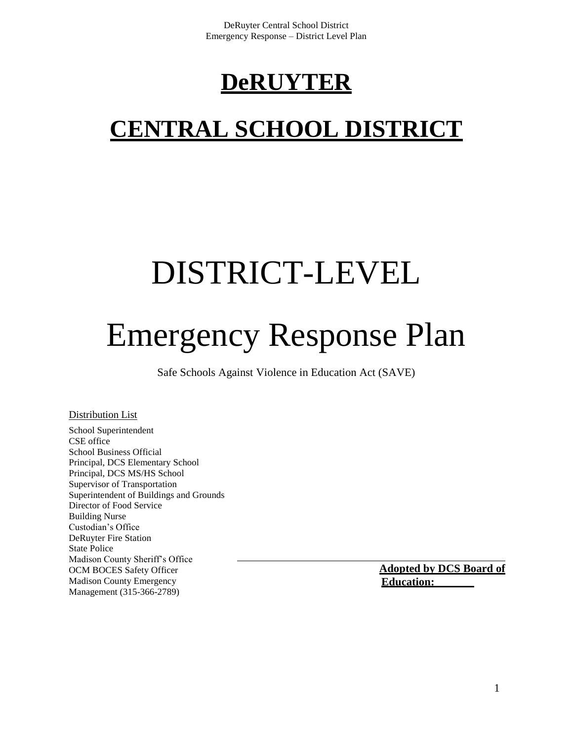# DeRUYTER

# CENTRAL SCHOOL DISTRICT

# DISTRICT-LEVEL

# Emergency Response Plan

Safe Schools Against Violence in Education Act (SAVE)

Distribution List

School Superintendent
CSE office
School Business Official
Principal, DCS Elementary School
Principal, DCS MS/HS School
Supervisor of Transportation
Superintendent of Buildings and Grounds
Director of Food Service
Building Nurse
Custodian's Office
DeRuyter Fire Station
State Police
Madison County Sheriff's Office
OCM BOCES Safety Officer
Madison County Emergency Management (315-366-2789)

**Adopted by DCS Board of Education:\_\_\_\_\_\_\_**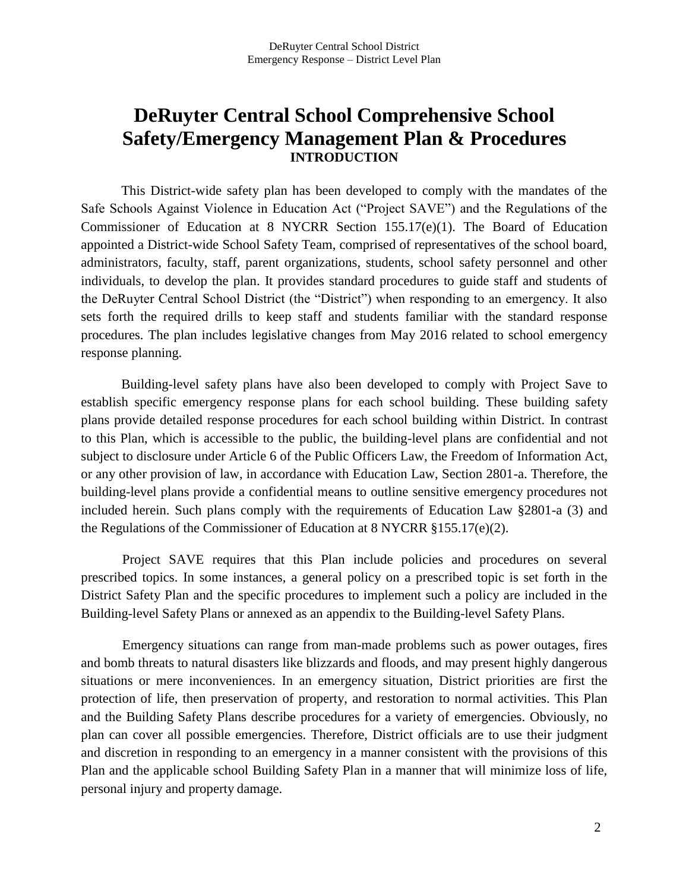# DeRuyter Central School Comprehensive School Safety/Emergency Management Plan & Procedures

## INTRODUCTION

This District-wide safety plan has been developed to comply with the mandates of the Safe Schools Against Violence in Education Act ("Project SAVE") and the Regulations of the Commissioner of Education at 8 NYCRR Section 155.17(e)(1). The Board of Education appointed a District-wide School Safety Team, comprised of representatives of the school board, administrators, faculty, staff, parent organizations, students, school safety personnel and other individuals, to develop the plan. It provides standard procedures to guide staff and students of the DeRuyter Central School District (the "District") when responding to an emergency. It also sets forth the required drills to keep staff and students familiar with the standard response procedures. The plan includes legislative changes from May 2016 related to school emergency response planning.

Building-level safety plans have also been developed to comply with Project Save to establish specific emergency response plans for each school building. These building safety plans provide detailed response procedures for each school building within District. In contrast to this Plan, which is accessible to the public, the building-level plans are confidential and not subject to disclosure under Article 6 of the Public Officers Law, the Freedom of Information Act, or any other provision of law, in accordance with Education Law, Section 2801-a. Therefore, the building-level plans provide a confidential means to outline sensitive emergency procedures not included herein. Such plans comply with the requirements of Education Law §2801-a (3) and the Regulations of the Commissioner of Education at 8 NYCRR §155.17(e)(2).

Project SAVE requires that this Plan include policies and procedures on several prescribed topics. In some instances, a general policy on a prescribed topic is set forth in the District Safety Plan and the specific procedures to implement such a policy are included in the Building-level Safety Plans or annexed as an appendix to the Building-level Safety Plans.

Emergency situations can range from man-made problems such as power outages, fires and bomb threats to natural disasters like blizzards and floods, and may present highly dangerous situations or mere inconveniences. In an emergency situation, District priorities are first the protection of life, then preservation of property, and restoration to normal activities. This Plan and the Building Safety Plans describe procedures for a variety of emergencies. Obviously, no plan can cover all possible emergencies. Therefore, District officials are to use their judgment and discretion in responding to an emergency in a manner consistent with the provisions of this Plan and the applicable school Building Safety Plan in a manner that will minimize loss of life, personal injury and property damage.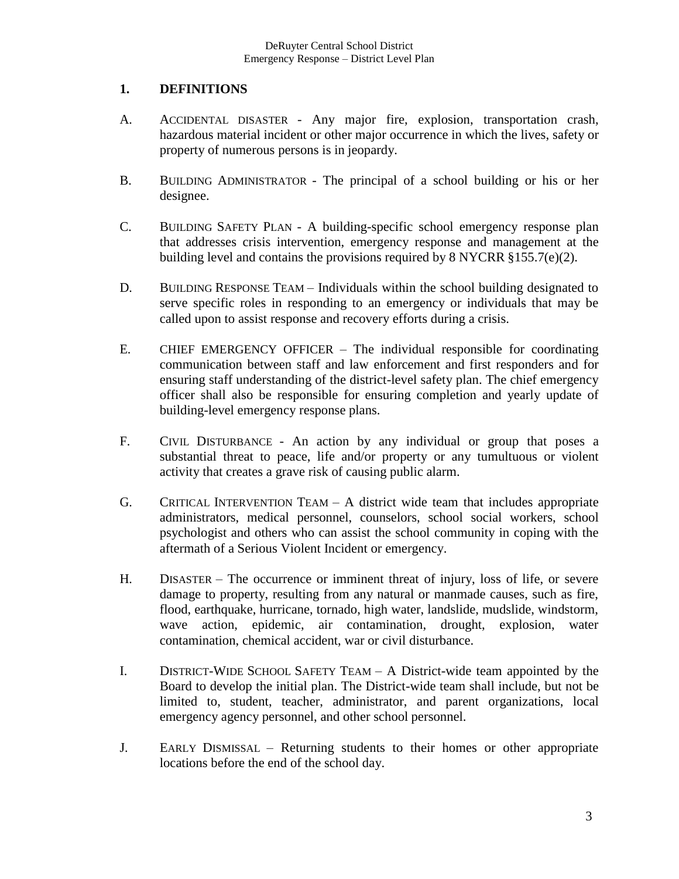## 1. DEFINITIONS

A. ACCIDENTAL DISASTER - Any major fire, explosion, transportation crash, hazardous material incident or other major occurrence in which the lives, safety or property of numerous persons is in jeopardy.

B. BUILDING ADMINISTRATOR - The principal of a school building or his or her designee.

C. BUILDING SAFETY PLAN - A building-specific school emergency response plan that addresses crisis intervention, emergency response and management at the building level and contains the provisions required by 8 NYCRR §155.7(e)(2).

D. BUILDING RESPONSE TEAM – Individuals within the school building designated to serve specific roles in responding to an emergency or individuals that may be called upon to assist response and recovery efforts during a crisis.

E. CHIEF EMERGENCY OFFICER – The individual responsible for coordinating communication between staff and law enforcement and first responders and for ensuring staff understanding of the district-level safety plan. The chief emergency officer shall also be responsible for ensuring completion and yearly update of building-level emergency response plans.

F. CIVIL DISTURBANCE - An action by any individual or group that poses a substantial threat to peace, life and/or property or any tumultuous or violent activity that creates a grave risk of causing public alarm.

G. CRITICAL INTERVENTION TEAM – A district wide team that includes appropriate administrators, medical personnel, counselors, school social workers, school psychologist and others who can assist the school community in coping with the aftermath of a Serious Violent Incident or emergency.

H. DISASTER – The occurrence or imminent threat of injury, loss of life, or severe damage to property, resulting from any natural or manmade causes, such as fire, flood, earthquake, hurricane, tornado, high water, landslide, mudslide, windstorm, wave action, epidemic, air contamination, drought, explosion, water contamination, chemical accident, war or civil disturbance.

I. DISTRICT-WIDE SCHOOL SAFETY TEAM – A District-wide team appointed by the Board to develop the initial plan. The District-wide team shall include, but not be limited to, student, teacher, administrator, and parent organizations, local emergency agency personnel, and other school personnel.

J. EARLY DISMISSAL – Returning students to their homes or other appropriate locations before the end of the school day.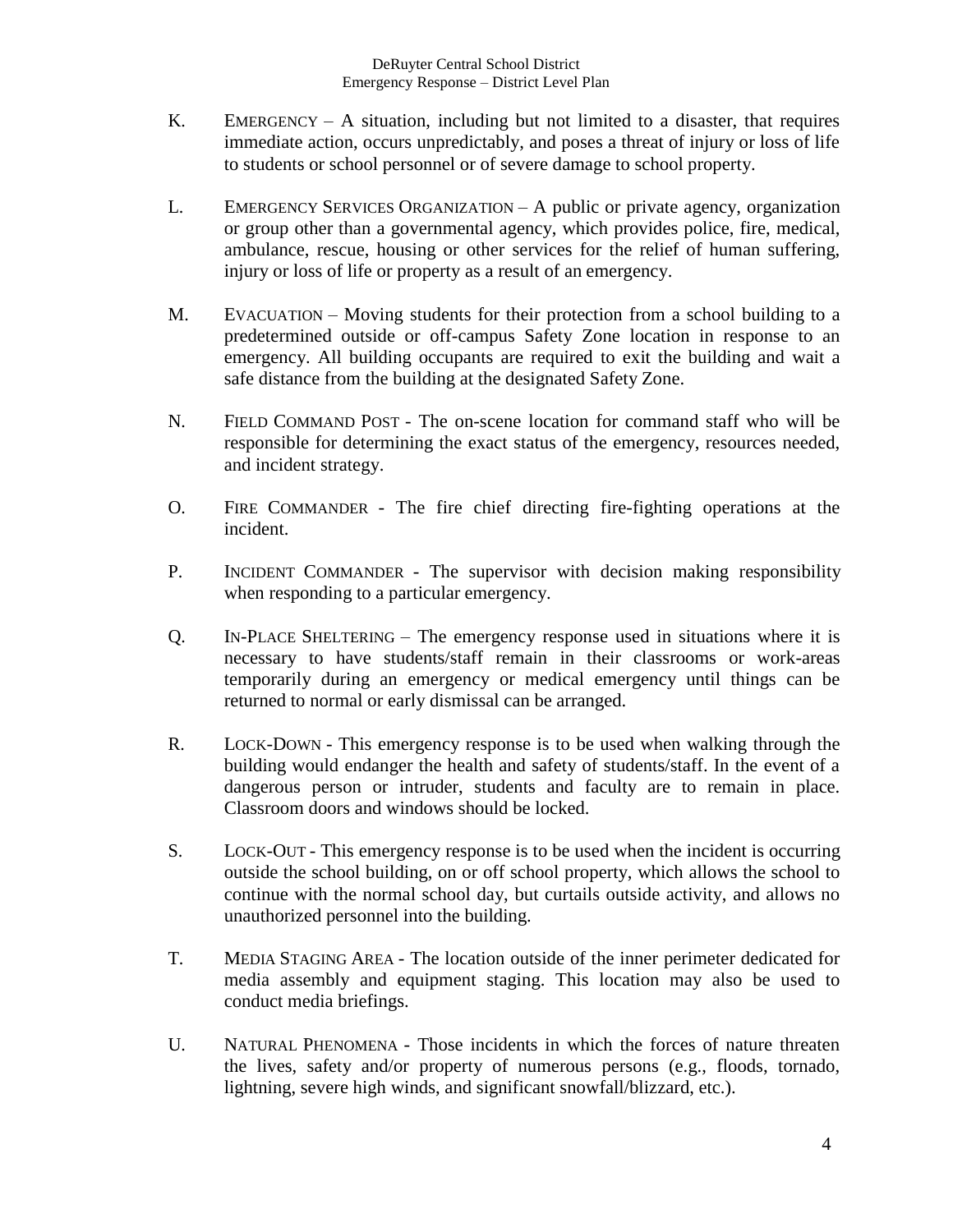K. EMERGENCY – A situation, including but not limited to a disaster, that requires immediate action, occurs unpredictably, and poses a threat of injury or loss of life to students or school personnel or of severe damage to school property.

L. EMERGENCY SERVICES ORGANIZATION – A public or private agency, organization or group other than a governmental agency, which provides police, fire, medical, ambulance, rescue, housing or other services for the relief of human suffering, injury or loss of life or property as a result of an emergency.

M. EVACUATION – Moving students for their protection from a school building to a predetermined outside or off-campus Safety Zone location in response to an emergency. All building occupants are required to exit the building and wait a safe distance from the building at the designated Safety Zone.

N. FIELD COMMAND POST - The on-scene location for command staff who will be responsible for determining the exact status of the emergency, resources needed, and incident strategy.

O. FIRE COMMANDER - The fire chief directing fire-fighting operations at the incident.

P. INCIDENT COMMANDER - The supervisor with decision making responsibility when responding to a particular emergency.

Q. IN-PLACE SHELTERING – The emergency response used in situations where it is necessary to have students/staff remain in their classrooms or work-areas temporarily during an emergency or medical emergency until things can be returned to normal or early dismissal can be arranged.

R. LOCK-DOWN - This emergency response is to be used when walking through the building would endanger the health and safety of students/staff. In the event of a dangerous person or intruder, students and faculty are to remain in place. Classroom doors and windows should be locked.

S. LOCK-OUT - This emergency response is to be used when the incident is occurring outside the school building, on or off school property, which allows the school to continue with the normal school day, but curtails outside activity, and allows no unauthorized personnel into the building.

T. MEDIA STAGING AREA - The location outside of the inner perimeter dedicated for media assembly and equipment staging. This location may also be used to conduct media briefings.

U. NATURAL PHENOMENA - Those incidents in which the forces of nature threaten the lives, safety and/or property of numerous persons (e.g., floods, tornado, lightning, severe high winds, and significant snowfall/blizzard, etc.).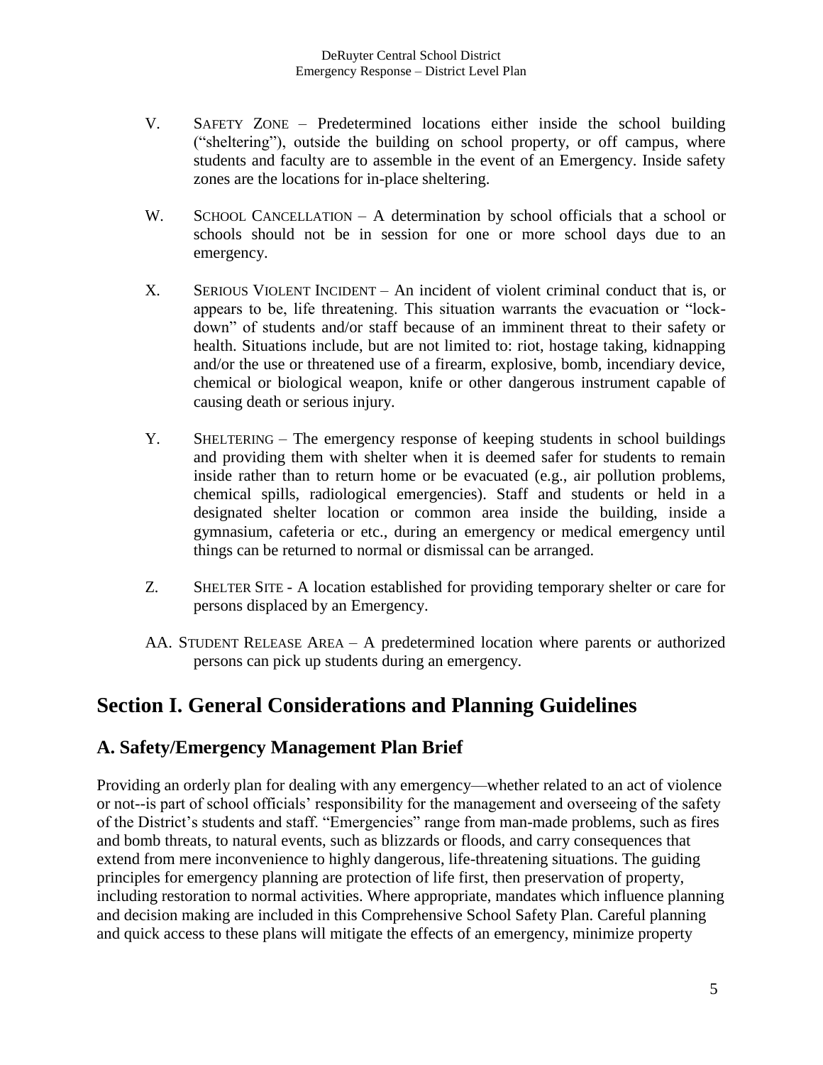V. SAFETY ZONE – Predetermined locations either inside the school building ("sheltering"), outside the building on school property, or off campus, where students and faculty are to assemble in the event of an Emergency. Inside safety zones are the locations for in-place sheltering.

W. SCHOOL CANCELLATION – A determination by school officials that a school or schools should not be in session for one or more school days due to an emergency.

X. SERIOUS VIOLENT INCIDENT – An incident of violent criminal conduct that is, or appears to be, life threatening. This situation warrants the evacuation or "lock-down" of students and/or staff because of an imminent threat to their safety or health. Situations include, but are not limited to: riot, hostage taking, kidnapping and/or the use or threatened use of a firearm, explosive, bomb, incendiary device, chemical or biological weapon, knife or other dangerous instrument capable of causing death or serious injury.

Y. SHELTERING – The emergency response of keeping students in school buildings and providing them with shelter when it is deemed safer for students to remain inside rather than to return home or be evacuated (e.g., air pollution problems, chemical spills, radiological emergencies). Staff and students or held in a designated shelter location or common area inside the building, inside a gymnasium, cafeteria or etc., during an emergency or medical emergency until things can be returned to normal or dismissal can be arranged.

Z. SHELTER SITE - A location established for providing temporary shelter or care for persons displaced by an Emergency.

AA. STUDENT RELEASE AREA – A predetermined location where parents or authorized persons can pick up students during an emergency.

# Section I. General Considerations and Planning Guidelines

## A. Safety/Emergency Management Plan Brief

Providing an orderly plan for dealing with any emergency—whether related to an act of violence or not--is part of school officials' responsibility for the management and overseeing of the safety of the District's students and staff. "Emergencies" range from man-made problems, such as fires and bomb threats, to natural events, such as blizzards or floods, and carry consequences that extend from mere inconvenience to highly dangerous, life-threatening situations. The guiding principles for emergency planning are protection of life first, then preservation of property, including restoration to normal activities. Where appropriate, mandates which influence planning and decision making are included in this Comprehensive School Safety Plan. Careful planning and quick access to these plans will mitigate the effects of an emergency, minimize property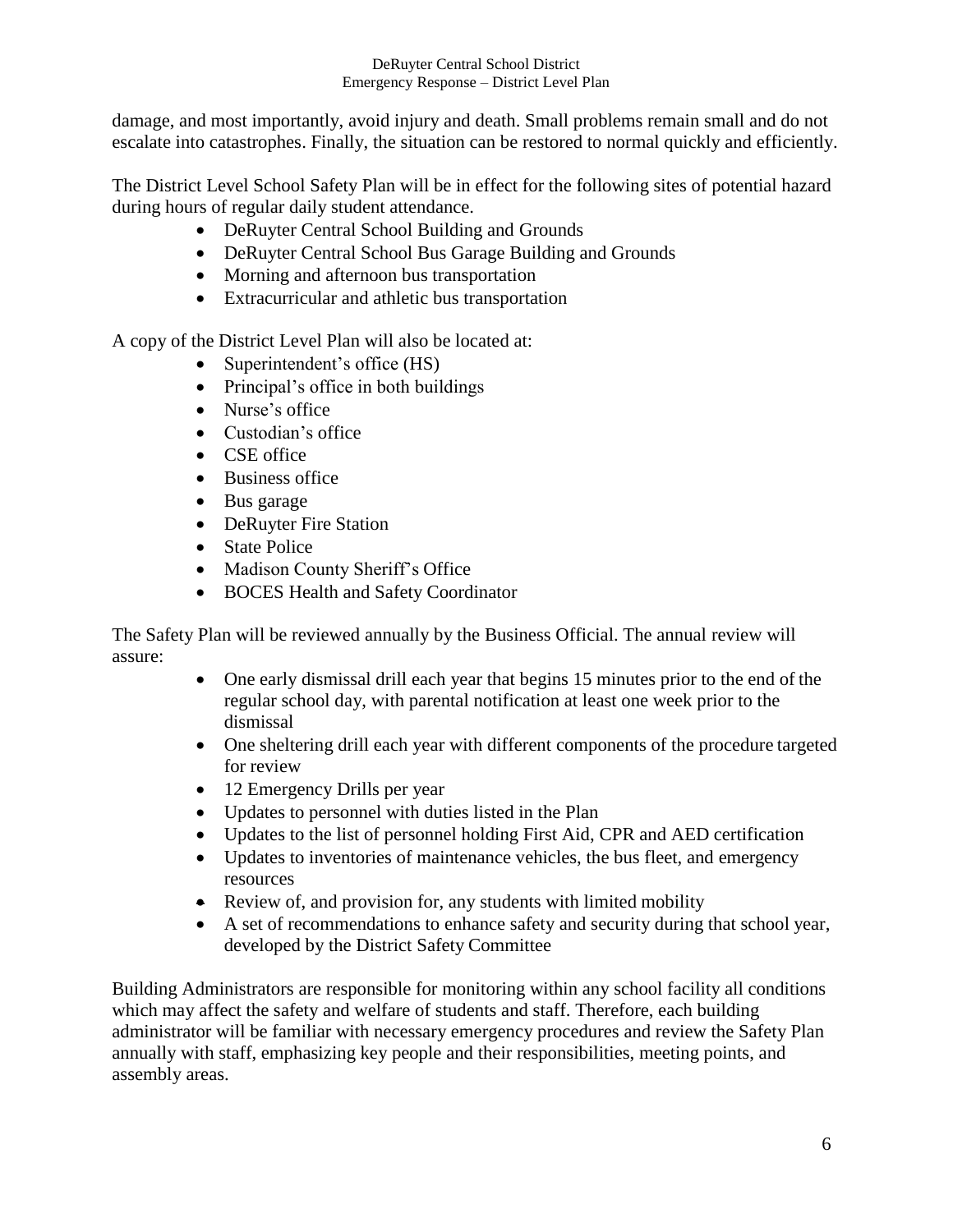damage, and most importantly, avoid injury and death. Small problems remain small and do not escalate into catastrophes. Finally, the situation can be restored to normal quickly and efficiently.

The District Level School Safety Plan will be in effect for the following sites of potential hazard during hours of regular daily student attendance.

- DeRuyter Central School Building and Grounds
- DeRuyter Central School Bus Garage Building and Grounds
- Morning and afternoon bus transportation
- Extracurricular and athletic bus transportation

A copy of the District Level Plan will also be located at:

- Superintendent's office (HS)
- Principal's office in both buildings
- Nurse's office
- Custodian's office
- CSE office
- Business office
- Bus garage
- DeRuyter Fire Station
- State Police
- Madison County Sheriff's Office
- BOCES Health and Safety Coordinator

The Safety Plan will be reviewed annually by the Business Official. The annual review will assure:

- One early dismissal drill each year that begins 15 minutes prior to the end of the regular school day, with parental notification at least one week prior to the dismissal
- One sheltering drill each year with different components of the procedure targeted for review
- 12 Emergency Drills per year
- Updates to personnel with duties listed in the Plan
- Updates to the list of personnel holding First Aid, CPR and AED certification
- Updates to inventories of maintenance vehicles, the bus fleet, and emergency resources
- Review of, and provision for, any students with limited mobility
- A set of recommendations to enhance safety and security during that school year, developed by the District Safety Committee

Building Administrators are responsible for monitoring within any school facility all conditions which may affect the safety and welfare of students and staff. Therefore, each building administrator will be familiar with necessary emergency procedures and review the Safety Plan annually with staff, emphasizing key people and their responsibilities, meeting points, and assembly areas.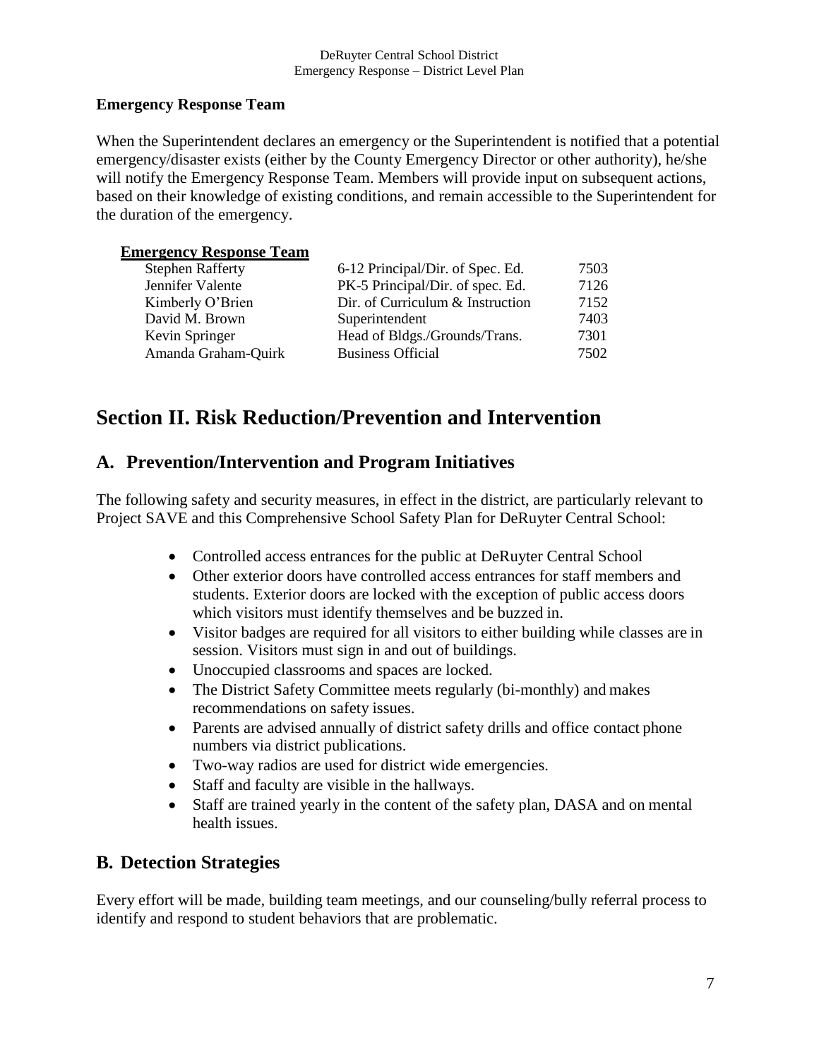**Emergency Response Team**

When the Superintendent declares an emergency or the Superintendent is notified that a potential emergency/disaster exists (either by the County Emergency Director or other authority), he/she will notify the Emergency Response Team. Members will provide input on subsequent actions, based on their knowledge of existing conditions, and remain accessible to the Superintendent for the duration of the emergency.

| **Emergency Response Team** | | |
|---|---|---|
| Stephen Rafferty | 6-12 Principal/Dir. of Spec. Ed. | 7503 |
| Jennifer Valente | PK-5 Principal/Dir. of spec. Ed. | 7126 |
| Kimberly O'Brien | Dir. of Curriculum & Instruction | 7152 |
| David M. Brown | Superintendent | 7403 |
| Kevin Springer | Head of Bldgs./Grounds/Trans. | 7301 |
| Amanda Graham-Quirk | Business Official | 7502 |

# Section II. Risk Reduction/Prevention and Intervention

## A. Prevention/Intervention and Program Initiatives

The following safety and security measures, in effect in the district, are particularly relevant to Project SAVE and this Comprehensive School Safety Plan for DeRuyter Central School:

- Controlled access entrances for the public at DeRuyter Central School
- Other exterior doors have controlled access entrances for staff members and students. Exterior doors are locked with the exception of public access doors which visitors must identify themselves and be buzzed in.
- Visitor badges are required for all visitors to either building while classes are in session. Visitors must sign in and out of buildings.
- Unoccupied classrooms and spaces are locked.
- The District Safety Committee meets regularly (bi-monthly) and makes recommendations on safety issues.
- Parents are advised annually of district safety drills and office contact phone numbers via district publications.
- Two-way radios are used for district wide emergencies.
- Staff and faculty are visible in the hallways.
- Staff are trained yearly in the content of the safety plan, DASA and on mental health issues.

## B. Detection Strategies

Every effort will be made, building team meetings, and our counseling/bully referral process to identify and respond to student behaviors that are problematic.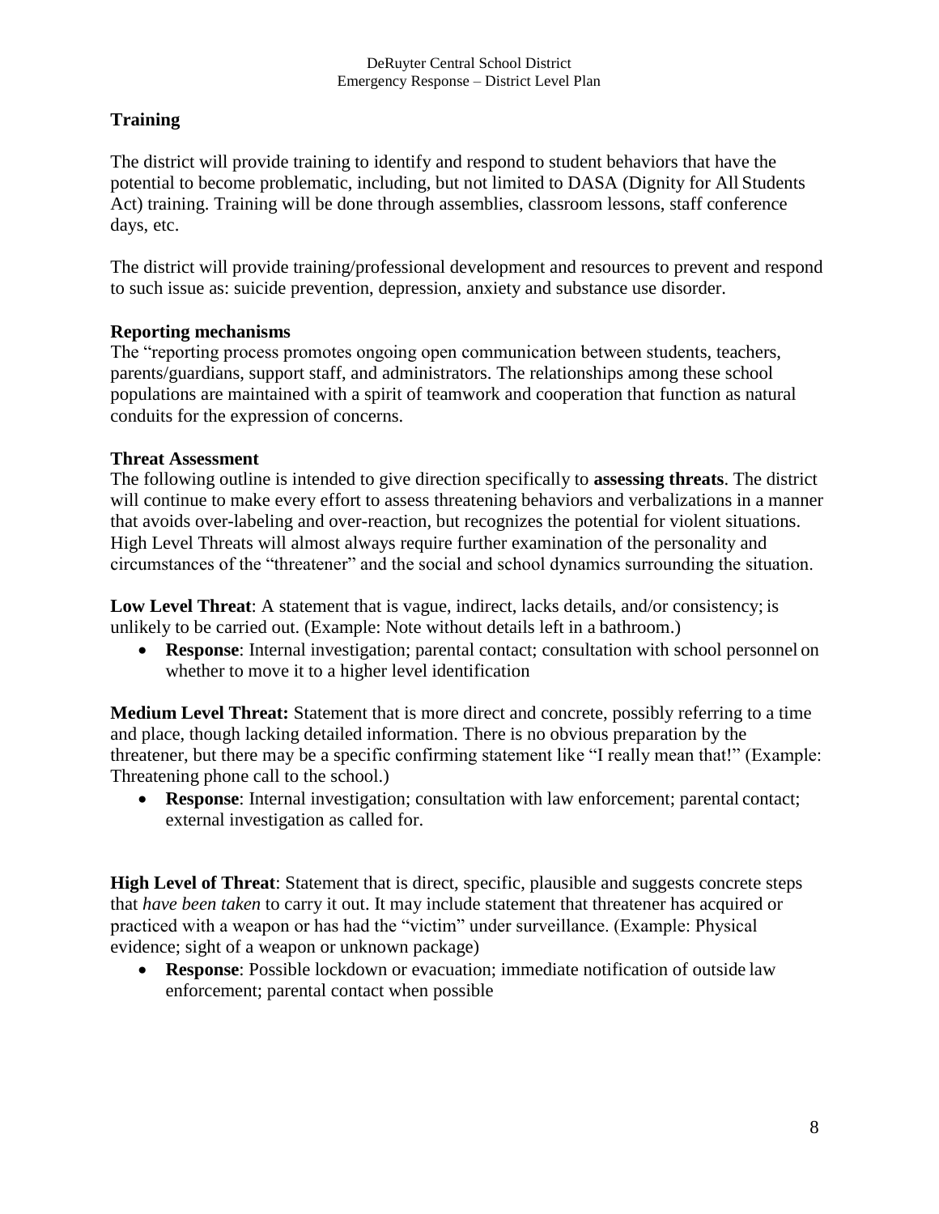## Training

The district will provide training to identify and respond to student behaviors that have the potential to become problematic, including, but not limited to DASA (Dignity for All Students Act) training. Training will be done through assemblies, classroom lessons, staff conference days, etc.

The district will provide training/professional development and resources to prevent and respond to such issue as: suicide prevention, depression, anxiety and substance use disorder.

### Reporting mechanisms

The "reporting process promotes ongoing open communication between students, teachers, parents/guardians, support staff, and administrators. The relationships among these school populations are maintained with a spirit of teamwork and cooperation that function as natural conduits for the expression of concerns.

### Threat Assessment

The following outline is intended to give direction specifically to **assessing threats**. The district will continue to make every effort to assess threatening behaviors and verbalizations in a manner that avoids over-labeling and over-reaction, but recognizes the potential for violent situations. High Level Threats will almost always require further examination of the personality and circumstances of the "threatener" and the social and school dynamics surrounding the situation.

**Low Level Threat**: A statement that is vague, indirect, lacks details, and/or consistency; is unlikely to be carried out. (Example: Note without details left in a bathroom.)

- **Response**: Internal investigation; parental contact; consultation with school personnel on whether to move it to a higher level identification

**Medium Level Threat:** Statement that is more direct and concrete, possibly referring to a time and place, though lacking detailed information. There is no obvious preparation by the threatener, but there may be a specific confirming statement like "I really mean that!" (Example: Threatening phone call to the school.)

- **Response**: Internal investigation; consultation with law enforcement; parental contact; external investigation as called for.

**High Level of Threat**: Statement that is direct, specific, plausible and suggests concrete steps that *have been taken* to carry it out. It may include statement that threatener has acquired or practiced with a weapon or has had the "victim" under surveillance. (Example: Physical evidence; sight of a weapon or unknown package)

- **Response**: Possible lockdown or evacuation; immediate notification of outside law enforcement; parental contact when possible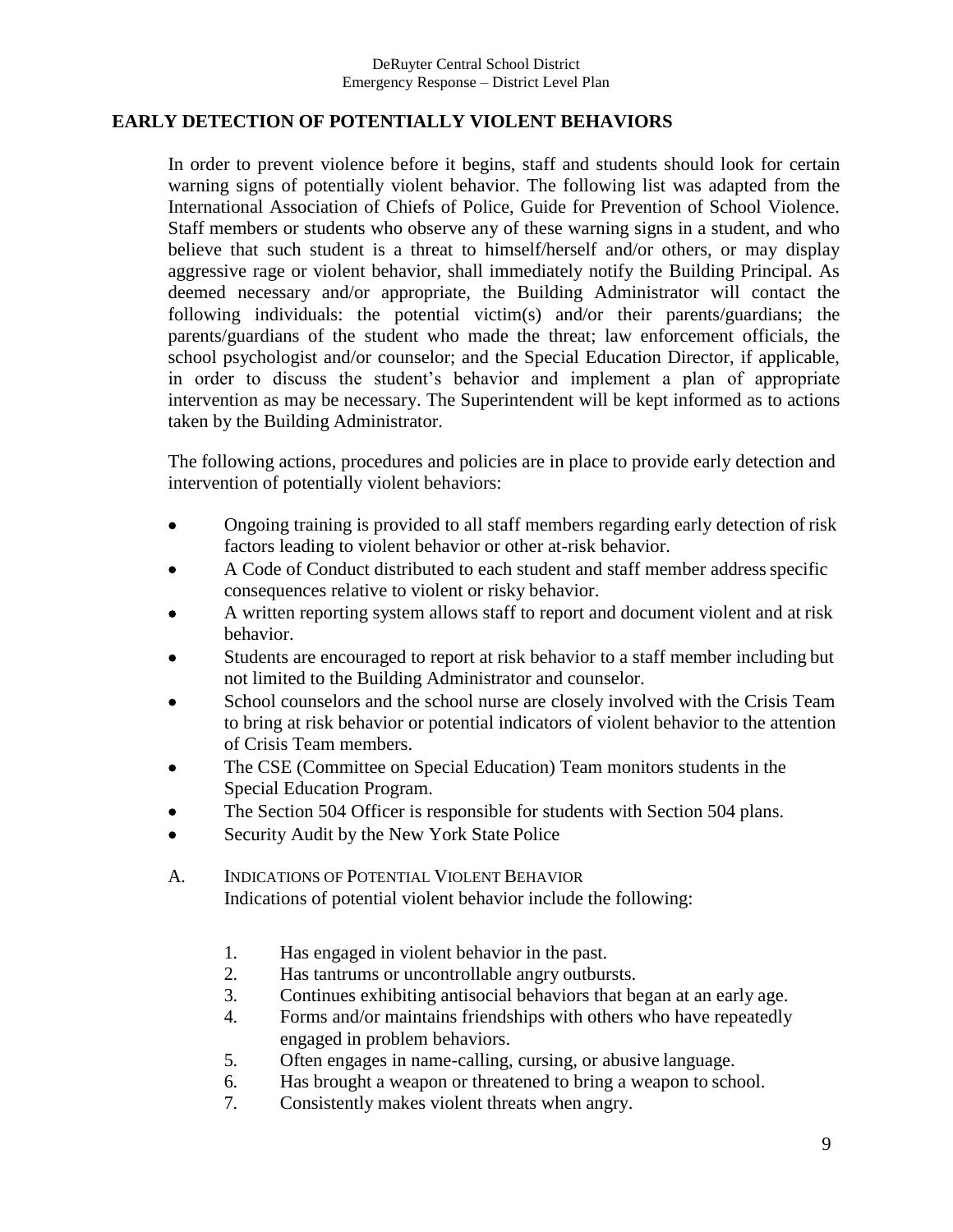## EARLY DETECTION OF POTENTIALLY VIOLENT BEHAVIORS

In order to prevent violence before it begins, staff and students should look for certain warning signs of potentially violent behavior. The following list was adapted from the International Association of Chiefs of Police, Guide for Prevention of School Violence. Staff members or students who observe any of these warning signs in a student, and who believe that such student is a threat to himself/herself and/or others, or may display aggressive rage or violent behavior, shall immediately notify the Building Principal. As deemed necessary and/or appropriate, the Building Administrator will contact the following individuals: the potential victim(s) and/or their parents/guardians; the parents/guardians of the student who made the threat; law enforcement officials, the school psychologist and/or counselor; and the Special Education Director, if applicable, in order to discuss the student's behavior and implement a plan of appropriate intervention as may be necessary. The Superintendent will be kept informed as to actions taken by the Building Administrator.

The following actions, procedures and policies are in place to provide early detection and intervention of potentially violent behaviors:

- Ongoing training is provided to all staff members regarding early detection of risk factors leading to violent behavior or other at-risk behavior.
- A Code of Conduct distributed to each student and staff member address specific consequences relative to violent or risky behavior.
- A written reporting system allows staff to report and document violent and at risk behavior.
- Students are encouraged to report at risk behavior to a staff member including but not limited to the Building Administrator and counselor.
- School counselors and the school nurse are closely involved with the Crisis Team to bring at risk behavior or potential indicators of violent behavior to the attention of Crisis Team members.
- The CSE (Committee on Special Education) Team monitors students in the Special Education Program.
- The Section 504 Officer is responsible for students with Section 504 plans.
- Security Audit by the New York State Police

### A. INDICATIONS OF POTENTIAL VIOLENT BEHAVIOR

Indications of potential violent behavior include the following:

1. Has engaged in violent behavior in the past.
2. Has tantrums or uncontrollable angry outbursts.
3. Continues exhibiting antisocial behaviors that began at an early age.
4. Forms and/or maintains friendships with others who have repeatedly engaged in problem behaviors.
5. Often engages in name-calling, cursing, or abusive language.
6. Has brought a weapon or threatened to bring a weapon to school.
7. Consistently makes violent threats when angry.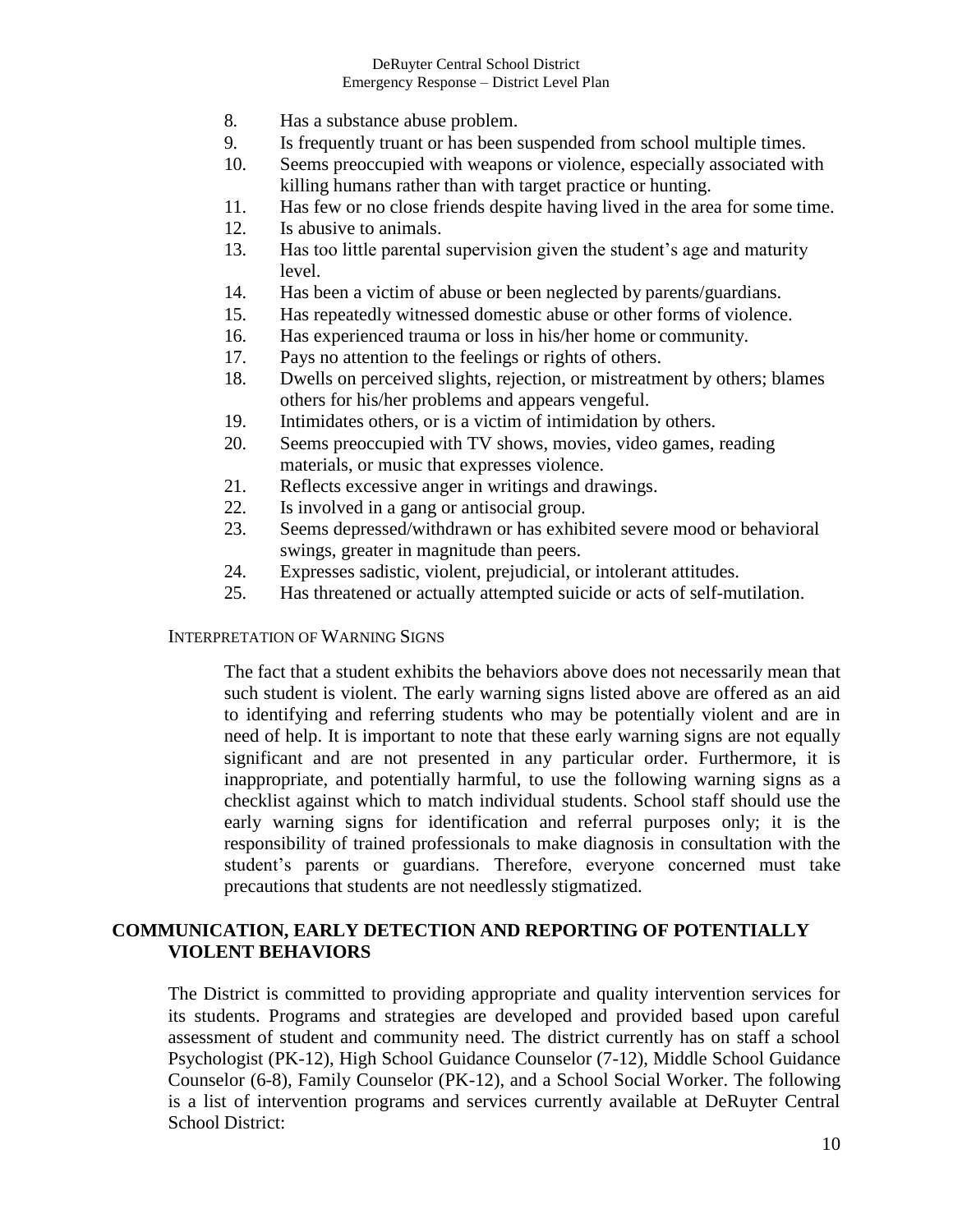8. Has a substance abuse problem.
9. Is frequently truant or has been suspended from school multiple times.
10. Seems preoccupied with weapons or violence, especially associated with killing humans rather than with target practice or hunting.
11. Has few or no close friends despite having lived in the area for some time.
12. Is abusive to animals.
13. Has too little parental supervision given the student's age and maturity level.
14. Has been a victim of abuse or been neglected by parents/guardians.
15. Has repeatedly witnessed domestic abuse or other forms of violence.
16. Has experienced trauma or loss in his/her home or community.
17. Pays no attention to the feelings or rights of others.
18. Dwells on perceived slights, rejection, or mistreatment by others; blames others for his/her problems and appears vengeful.
19. Intimidates others, or is a victim of intimidation by others.
20. Seems preoccupied with TV shows, movies, video games, reading materials, or music that expresses violence.
21. Reflects excessive anger in writings and drawings.
22. Is involved in a gang or antisocial group.
23. Seems depressed/withdrawn or has exhibited severe mood or behavioral swings, greater in magnitude than peers.
24. Expresses sadistic, violent, prejudicial, or intolerant attitudes.
25. Has threatened or actually attempted suicide or acts of self-mutilation.

INTERPRETATION OF WARNING SIGNS

The fact that a student exhibits the behaviors above does not necessarily mean that such student is violent. The early warning signs listed above are offered as an aid to identifying and referring students who may be potentially violent and are in need of help. It is important to note that these early warning signs are not equally significant and are not presented in any particular order. Furthermore, it is inappropriate, and potentially harmful, to use the following warning signs as a checklist against which to match individual students. School staff should use the early warning signs for identification and referral purposes only; it is the responsibility of trained professionals to make diagnosis in consultation with the student's parents or guardians. Therefore, everyone concerned must take precautions that students are not needlessly stigmatized.

## COMMUNICATION, EARLY DETECTION AND REPORTING OF POTENTIALLY VIOLENT BEHAVIORS

The District is committed to providing appropriate and quality intervention services for its students. Programs and strategies are developed and provided based upon careful assessment of student and community need. The district currently has on staff a school Psychologist (PK-12), High School Guidance Counselor (7-12), Middle School Guidance Counselor (6-8), Family Counselor (PK-12), and a School Social Worker. The following is a list of intervention programs and services currently available at DeRuyter Central School District: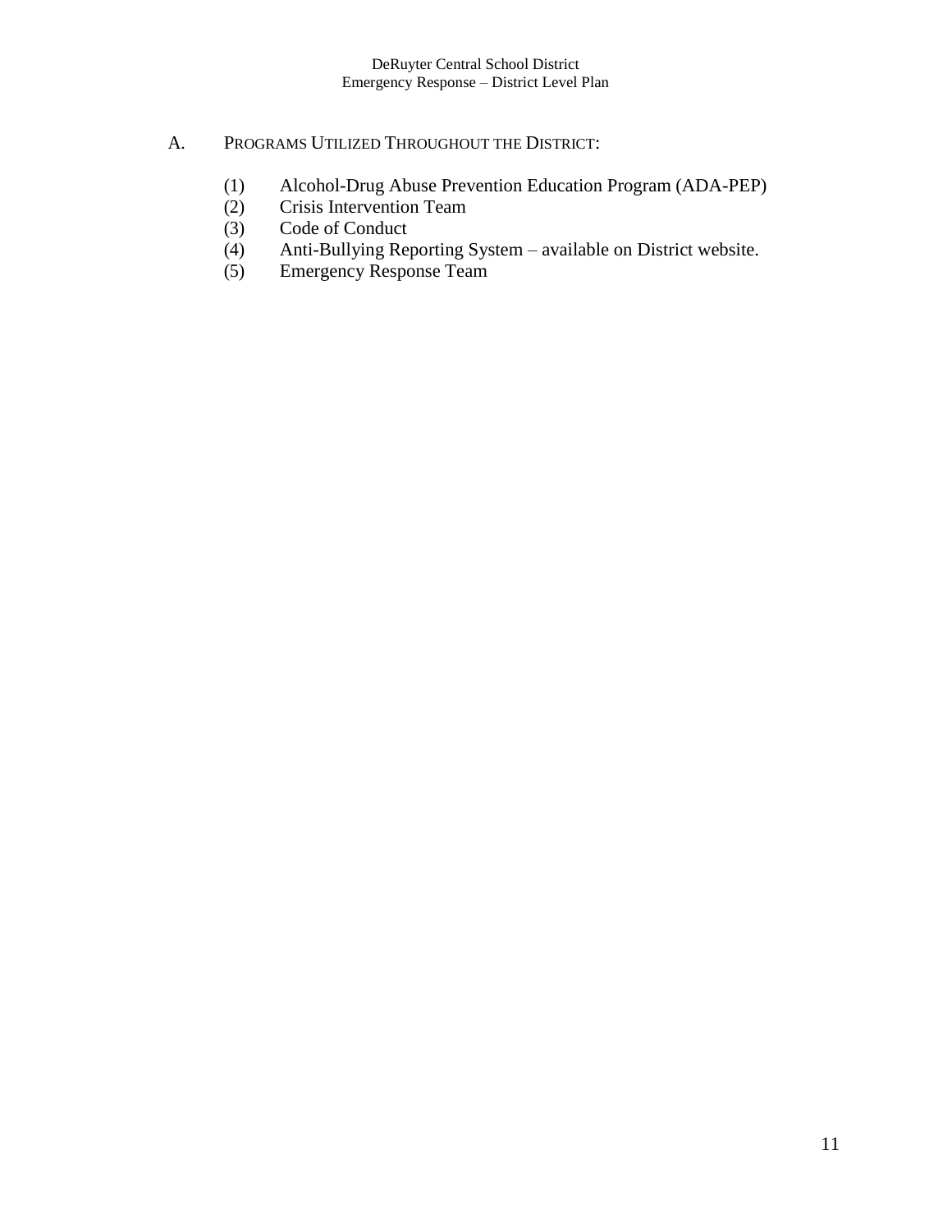## A. Programs Utilized Throughout the District:

(1) Alcohol-Drug Abuse Prevention Education Program (ADA-PEP)
(2) Crisis Intervention Team
(3) Code of Conduct
(4) Anti-Bullying Reporting System – available on District website.
(5) Emergency Response Team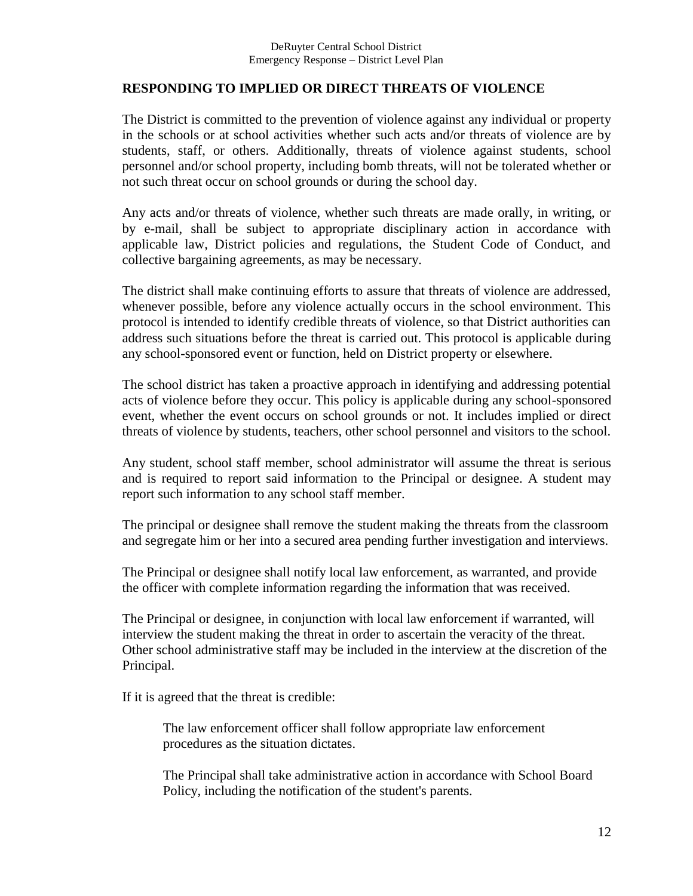## RESPONDING TO IMPLIED OR DIRECT THREATS OF VIOLENCE

The District is committed to the prevention of violence against any individual or property in the schools or at school activities whether such acts and/or threats of violence are by students, staff, or others. Additionally, threats of violence against students, school personnel and/or school property, including bomb threats, will not be tolerated whether or not such threat occur on school grounds or during the school day.

Any acts and/or threats of violence, whether such threats are made orally, in writing, or by e-mail, shall be subject to appropriate disciplinary action in accordance with applicable law, District policies and regulations, the Student Code of Conduct, and collective bargaining agreements, as may be necessary.

The district shall make continuing efforts to assure that threats of violence are addressed, whenever possible, before any violence actually occurs in the school environment. This protocol is intended to identify credible threats of violence, so that District authorities can address such situations before the threat is carried out. This protocol is applicable during any school-sponsored event or function, held on District property or elsewhere.

The school district has taken a proactive approach in identifying and addressing potential acts of violence before they occur. This policy is applicable during any school-sponsored event, whether the event occurs on school grounds or not. It includes implied or direct threats of violence by students, teachers, other school personnel and visitors to the school.

Any student, school staff member, school administrator will assume the threat is serious and is required to report said information to the Principal or designee. A student may report such information to any school staff member.

The principal or designee shall remove the student making the threats from the classroom and segregate him or her into a secured area pending further investigation and interviews.

The Principal or designee shall notify local law enforcement, as warranted, and provide the officer with complete information regarding the information that was received.

The Principal or designee, in conjunction with local law enforcement if warranted, will interview the student making the threat in order to ascertain the veracity of the threat. Other school administrative staff may be included in the interview at the discretion of the Principal.

If it is agreed that the threat is credible:

> The law enforcement officer shall follow appropriate law enforcement procedures as the situation dictates.
>
> The Principal shall take administrative action in accordance with School Board Policy, including the notification of the student's parents.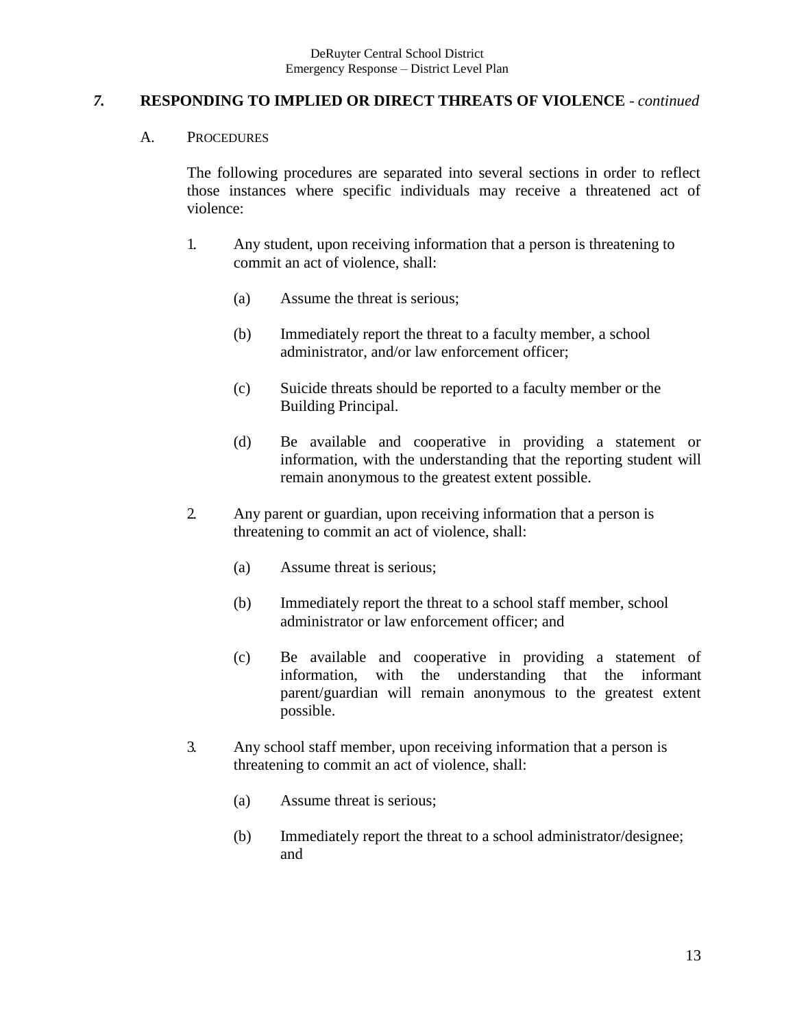## *7.* RESPONDING TO IMPLIED OR DIRECT THREATS OF VIOLENCE - *continued*

### A. PROCEDURES

The following procedures are separated into several sections in order to reflect those instances where specific individuals may receive a threatened act of violence:

1. Any student, upon receiving information that a person is threatening to commit an act of violence, shall:

   (a) Assume the threat is serious;

   (b) Immediately report the threat to a faculty member, a school administrator, and/or law enforcement officer;

   (c) Suicide threats should be reported to a faculty member or the Building Principal.

   (d) Be available and cooperative in providing a statement or information, with the understanding that the reporting student will remain anonymous to the greatest extent possible.

2. Any parent or guardian, upon receiving information that a person is threatening to commit an act of violence, shall:

   (a) Assume threat is serious;

   (b) Immediately report the threat to a school staff member, school administrator or law enforcement officer; and

   (c) Be available and cooperative in providing a statement of information, with the understanding that the informant parent/guardian will remain anonymous to the greatest extent possible.

3. Any school staff member, upon receiving information that a person is threatening to commit an act of violence, shall:

   (a) Assume threat is serious;

   (b) Immediately report the threat to a school administrator/designee; and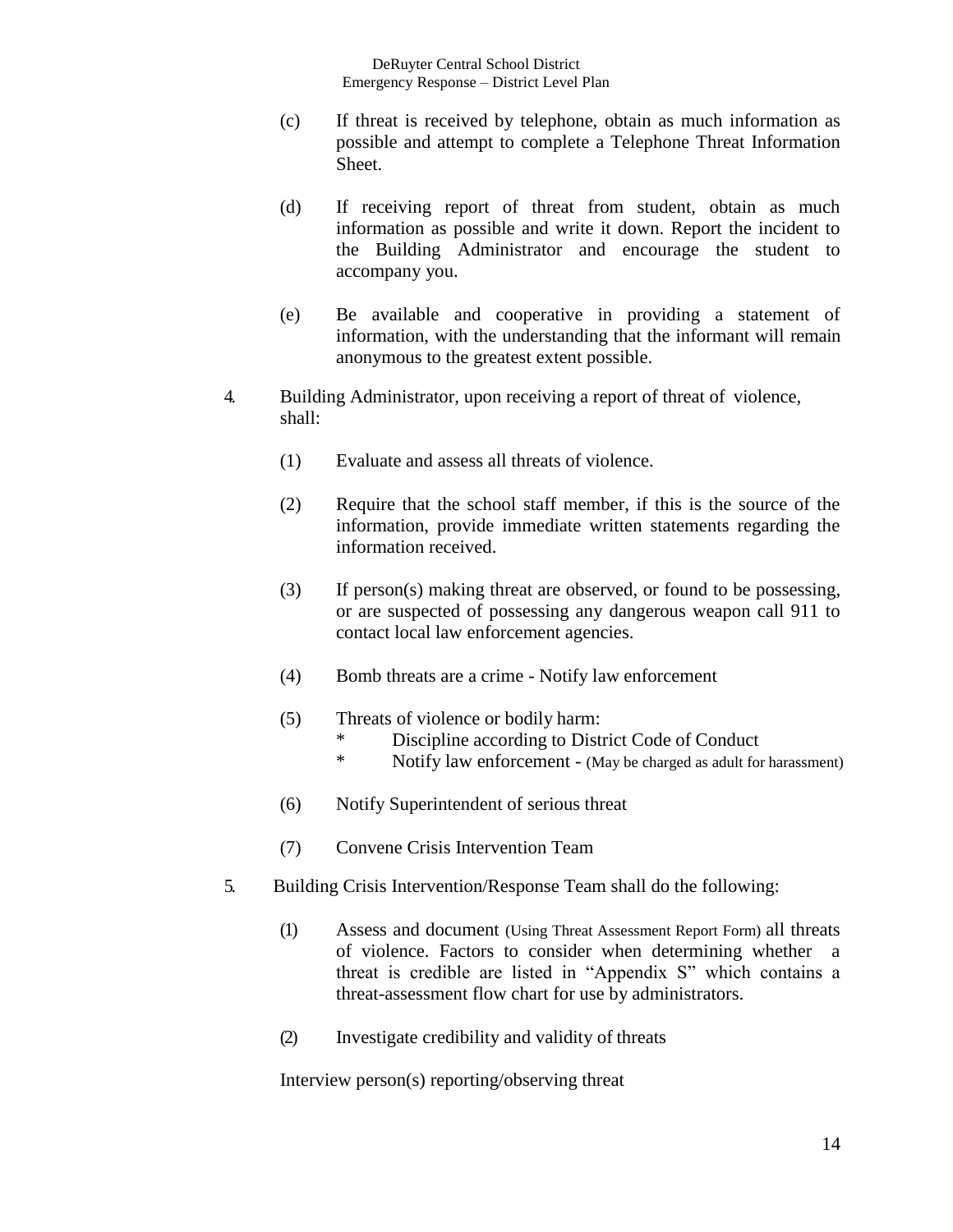(c) If threat is received by telephone, obtain as much information as possible and attempt to complete a Telephone Threat Information Sheet.

(d) If receiving report of threat from student, obtain as much information as possible and write it down. Report the incident to the Building Administrator and encourage the student to accompany you.

(e) Be available and cooperative in providing a statement of information, with the understanding that the informant will remain anonymous to the greatest extent possible.

4. Building Administrator, upon receiving a report of threat of violence, shall:

   (1) Evaluate and assess all threats of violence.

   (2) Require that the school staff member, if this is the source of the information, provide immediate written statements regarding the information received.

   (3) If person(s) making threat are observed, or found to be possessing, or are suspected of possessing any dangerous weapon call 911 to contact local law enforcement agencies.

   (4) Bomb threats are a crime - Notify law enforcement

   (5) Threats of violence or bodily harm:
      * Discipline according to District Code of Conduct
      * Notify law enforcement - (May be charged as adult for harassment)

   (6) Notify Superintendent of serious threat

   (7) Convene Crisis Intervention Team

5. Building Crisis Intervention/Response Team shall do the following:

   (1) Assess and document (Using Threat Assessment Report Form) all threats of violence. Factors to consider when determining whether a threat is credible are listed in "Appendix S" which contains a threat-assessment flow chart for use by administrators.

   (2) Investigate credibility and validity of threats

   Interview person(s) reporting/observing threat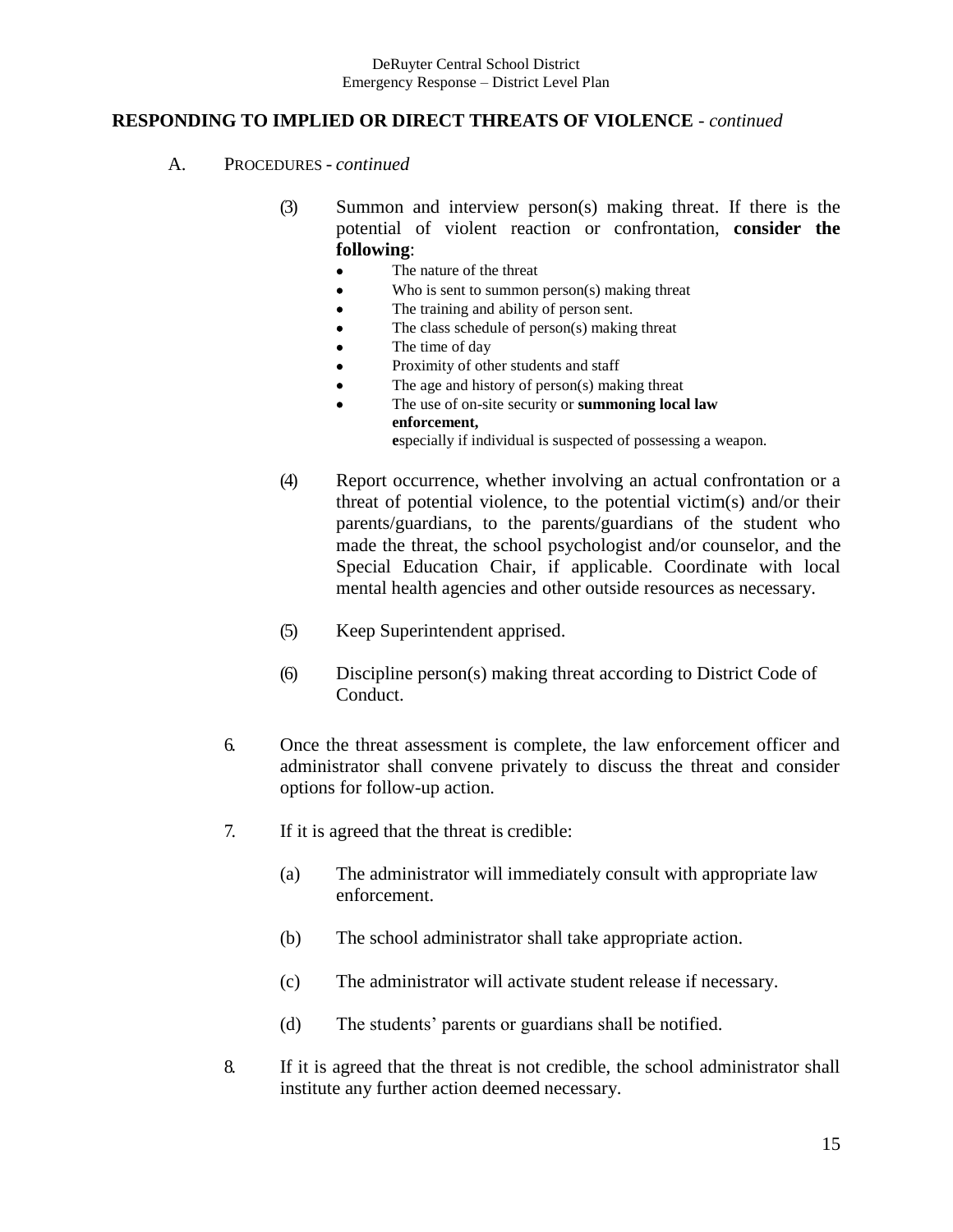## RESPONDING TO IMPLIED OR DIRECT THREATS OF VIOLENCE - *continued*

A. PROCEDURES - *continued*

(3) Summon and interview person(s) making threat. If there is the potential of violent reaction or confrontation, **consider the following**:

- The nature of the threat
- Who is sent to summon person(s) making threat
- The training and ability of person sent.
- The class schedule of person(s) making threat
- The time of day
- Proximity of other students and staff
- The age and history of person(s) making threat
- The use of on-site security or **summoning local law enforcement,** **e**specially if individual is suspected of possessing a weapon.

(4) Report occurrence, whether involving an actual confrontation or a threat of potential violence, to the potential victim(s) and/or their parents/guardians, to the parents/guardians of the student who made the threat, the school psychologist and/or counselor, and the Special Education Chair, if applicable. Coordinate with local mental health agencies and other outside resources as necessary.

(5) Keep Superintendent apprised.

(6) Discipline person(s) making threat according to District Code of Conduct.

6. Once the threat assessment is complete, the law enforcement officer and administrator shall convene privately to discuss the threat and consider options for follow-up action.

7. If it is agreed that the threat is credible:

   (a) The administrator will immediately consult with appropriate law enforcement.

   (b) The school administrator shall take appropriate action.

   (c) The administrator will activate student release if necessary.

   (d) The students' parents or guardians shall be notified.

8. If it is agreed that the threat is not credible, the school administrator shall institute any further action deemed necessary.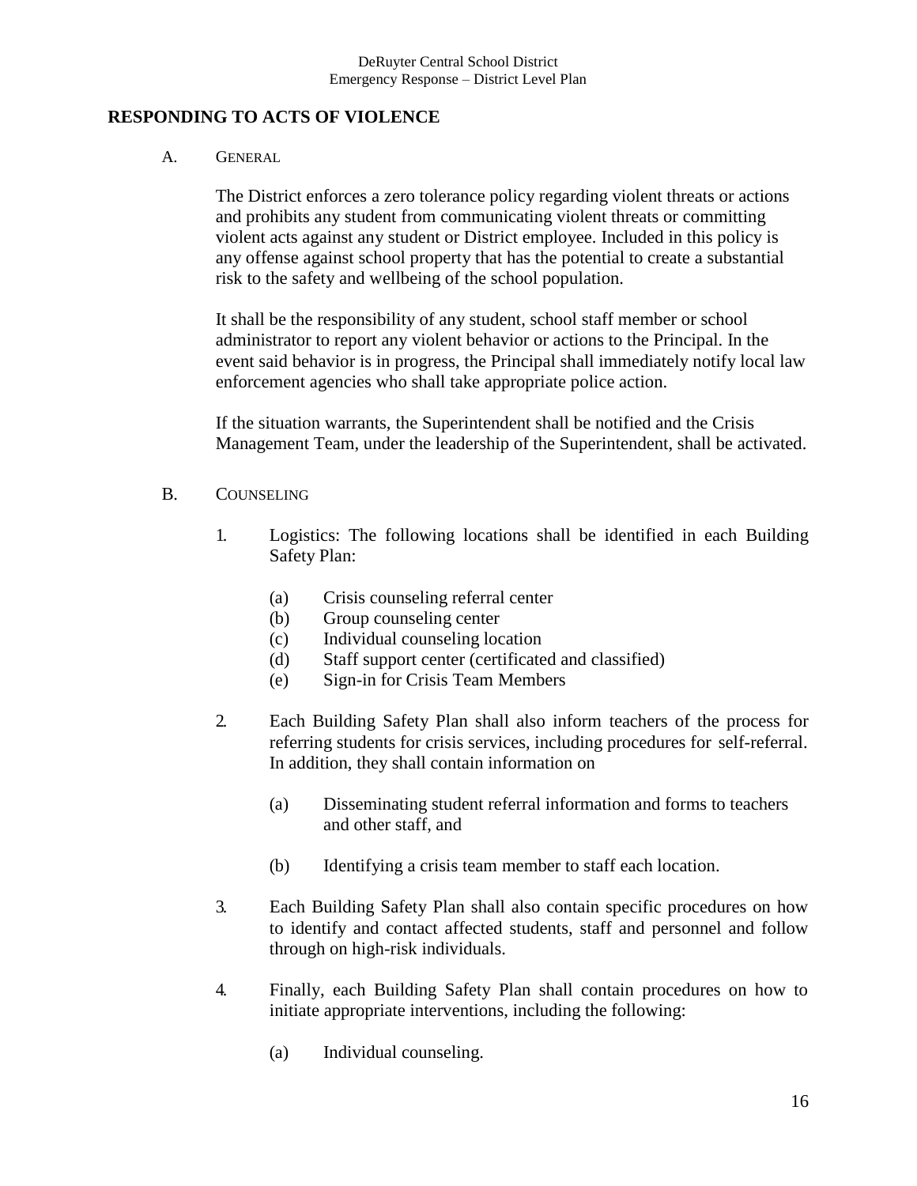## RESPONDING TO ACTS OF VIOLENCE

A. GENERAL

The District enforces a zero tolerance policy regarding violent threats or actions and prohibits any student from communicating violent threats or committing violent acts against any student or District employee. Included in this policy is any offense against school property that has the potential to create a substantial risk to the safety and wellbeing of the school population.

It shall be the responsibility of any student, school staff member or school administrator to report any violent behavior or actions to the Principal. In the event said behavior is in progress, the Principal shall immediately notify local law enforcement agencies who shall take appropriate police action.

If the situation warrants, the Superintendent shall be notified and the Crisis Management Team, under the leadership of the Superintendent, shall be activated.

B. COUNSELING

1. Logistics: The following locations shall be identified in each Building Safety Plan:

   (a) Crisis counseling referral center
   (b) Group counseling center
   (c) Individual counseling location
   (d) Staff support center (certificated and classified)
   (e) Sign-in for Crisis Team Members

2. Each Building Safety Plan shall also inform teachers of the process for referring students for crisis services, including procedures for self-referral. In addition, they shall contain information on

   (a) Disseminating student referral information and forms to teachers and other staff, and

   (b) Identifying a crisis team member to staff each location.

3. Each Building Safety Plan shall also contain specific procedures on how to identify and contact affected students, staff and personnel and follow through on high-risk individuals.

4. Finally, each Building Safety Plan shall contain procedures on how to initiate appropriate interventions, including the following:

   (a) Individual counseling.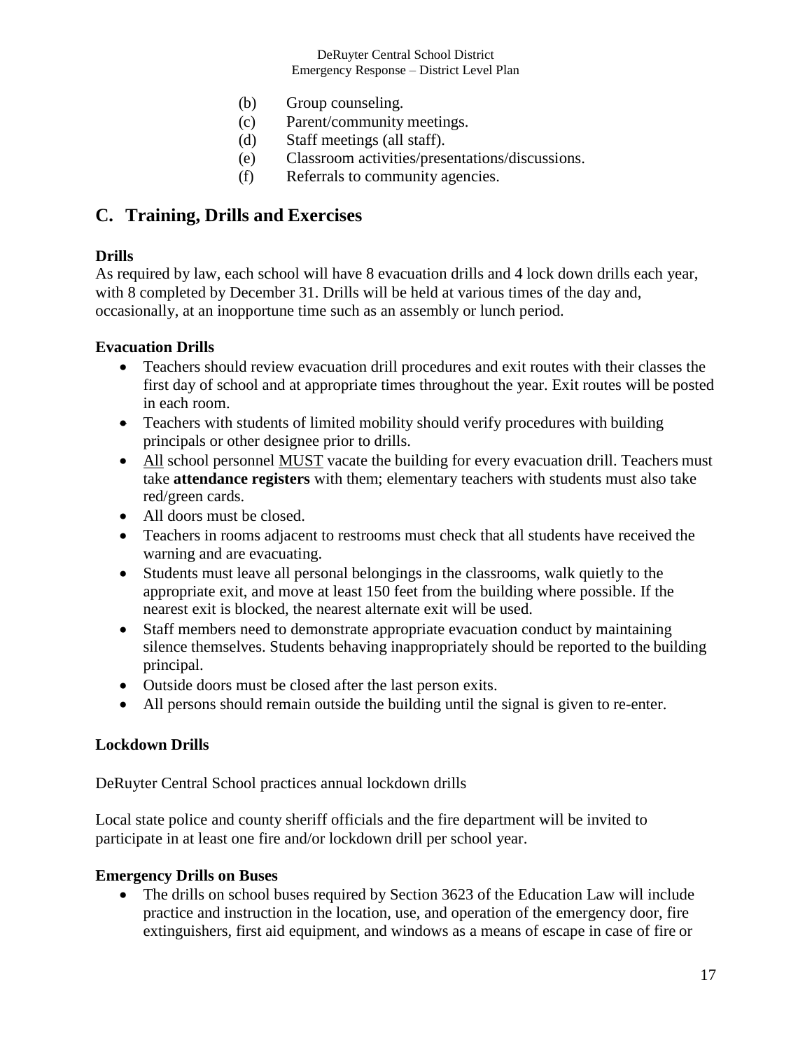(b) Group counseling.
(c) Parent/community meetings.
(d) Staff meetings (all staff).
(e) Classroom activities/presentations/discussions.
(f) Referrals to community agencies.

## C. Training, Drills and Exercises

### Drills

As required by law, each school will have 8 evacuation drills and 4 lock down drills each year, with 8 completed by December 31. Drills will be held at various times of the day and, occasionally, at an inopportune time such as an assembly or lunch period.

### Evacuation Drills

- Teachers should review evacuation drill procedures and exit routes with their classes the first day of school and at appropriate times throughout the year. Exit routes will be posted in each room.
- Teachers with students of limited mobility should verify procedures with building principals or other designee prior to drills.
- <u>All</u> school personnel <u>MUST</u> vacate the building for every evacuation drill. Teachers must take **attendance registers** with them; elementary teachers with students must also take red/green cards.
- All doors must be closed.
- Teachers in rooms adjacent to restrooms must check that all students have received the warning and are evacuating.
- Students must leave all personal belongings in the classrooms, walk quietly to the appropriate exit, and move at least 150 feet from the building where possible. If the nearest exit is blocked, the nearest alternate exit will be used.
- Staff members need to demonstrate appropriate evacuation conduct by maintaining silence themselves. Students behaving inappropriately should be reported to the building principal.
- Outside doors must be closed after the last person exits.
- All persons should remain outside the building until the signal is given to re-enter.

### Lockdown Drills

DeRuyter Central School practices annual lockdown drills

Local state police and county sheriff officials and the fire department will be invited to participate in at least one fire and/or lockdown drill per school year.

### Emergency Drills on Buses

- The drills on school buses required by Section 3623 of the Education Law will include practice and instruction in the location, use, and operation of the emergency door, fire extinguishers, first aid equipment, and windows as a means of escape in case of fire or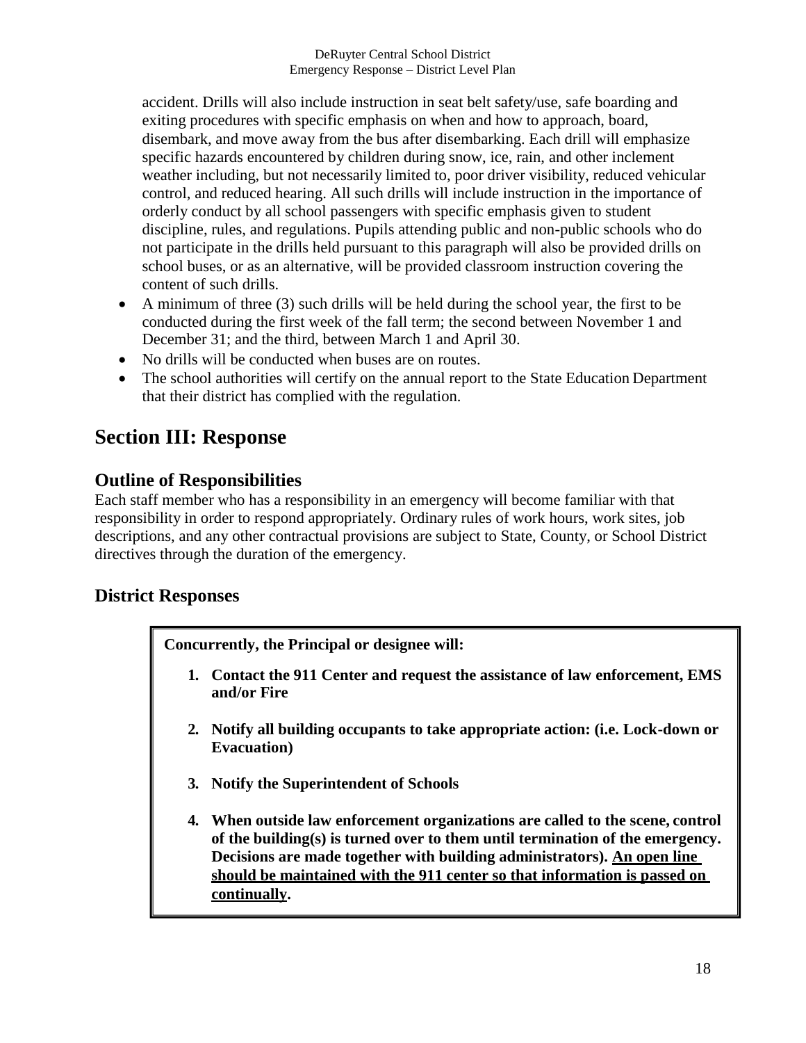accident. Drills will also include instruction in seat belt safety/use, safe boarding and exiting procedures with specific emphasis on when and how to approach, board, disembark, and move away from the bus after disembarking. Each drill will emphasize specific hazards encountered by children during snow, ice, rain, and other inclement weather including, but not necessarily limited to, poor driver visibility, reduced vehicular control, and reduced hearing. All such drills will include instruction in the importance of orderly conduct by all school passengers with specific emphasis given to student discipline, rules, and regulations. Pupils attending public and non-public schools who do not participate in the drills held pursuant to this paragraph will also be provided drills on school buses, or as an alternative, will be provided classroom instruction covering the content of such drills.

- A minimum of three (3) such drills will be held during the school year, the first to be conducted during the first week of the fall term; the second between November 1 and December 31; and the third, between March 1 and April 30.
- No drills will be conducted when buses are on routes.
- The school authorities will certify on the annual report to the State Education Department that their district has complied with the regulation.

# Section III: Response

## Outline of Responsibilities

Each staff member who has a responsibility in an emergency will become familiar with that responsibility in order to respond appropriately. Ordinary rules of work hours, work sites, job descriptions, and any other contractual provisions are subject to State, County, or School District directives through the duration of the emergency.

## District Responses

**Concurrently, the Principal or designee will:**

1. **Contact the 911 Center and request the assistance of law enforcement, EMS and/or Fire**
2. **Notify all building occupants to take appropriate action: (i.e. Lock-down or Evacuation)**
3. **Notify the Superintendent of Schools**
4. **When outside law enforcement organizations are called to the scene, control of the building(s) is turned over to them until termination of the emergency. Decisions are made together with building administrators). <u>An open line should be maintained with the 911 center so that information is passed on continually</u>.**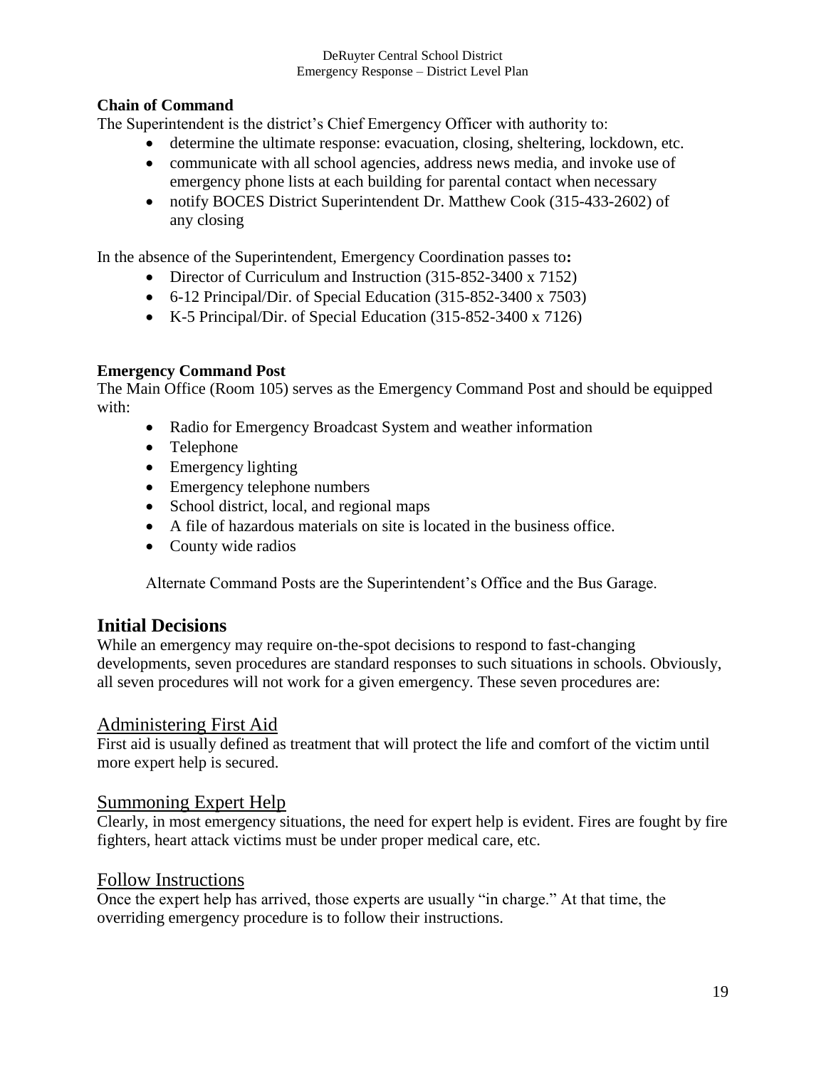**Chain of Command**

The Superintendent is the district's Chief Emergency Officer with authority to:

- determine the ultimate response: evacuation, closing, sheltering, lockdown, etc.
- communicate with all school agencies, address news media, and invoke use of emergency phone lists at each building for parental contact when necessary
- notify BOCES District Superintendent Dr. Matthew Cook (315-433-2602) of any closing

In the absence of the Superintendent, Emergency Coordination passes to**:**

- Director of Curriculum and Instruction (315-852-3400 x 7152)
- 6-12 Principal/Dir. of Special Education (315-852-3400 x 7503)
- K-5 Principal/Dir. of Special Education (315-852-3400 x 7126)

**Emergency Command Post**

The Main Office (Room 105) serves as the Emergency Command Post and should be equipped with:

- Radio for Emergency Broadcast System and weather information
- Telephone
- Emergency lighting
- Emergency telephone numbers
- School district, local, and regional maps
- A file of hazardous materials on site is located in the business office.
- County wide radios

Alternate Command Posts are the Superintendent's Office and the Bus Garage.

## Initial Decisions

While an emergency may require on-the-spot decisions to respond to fast-changing developments, seven procedures are standard responses to such situations in schools. Obviously, all seven procedures will not work for a given emergency. These seven procedures are:

### Administering First Aid

First aid is usually defined as treatment that will protect the life and comfort of the victim until more expert help is secured.

### Summoning Expert Help

Clearly, in most emergency situations, the need for expert help is evident. Fires are fought by fire fighters, heart attack victims must be under proper medical care, etc.

### Follow Instructions

Once the expert help has arrived, those experts are usually "in charge." At that time, the overriding emergency procedure is to follow their instructions.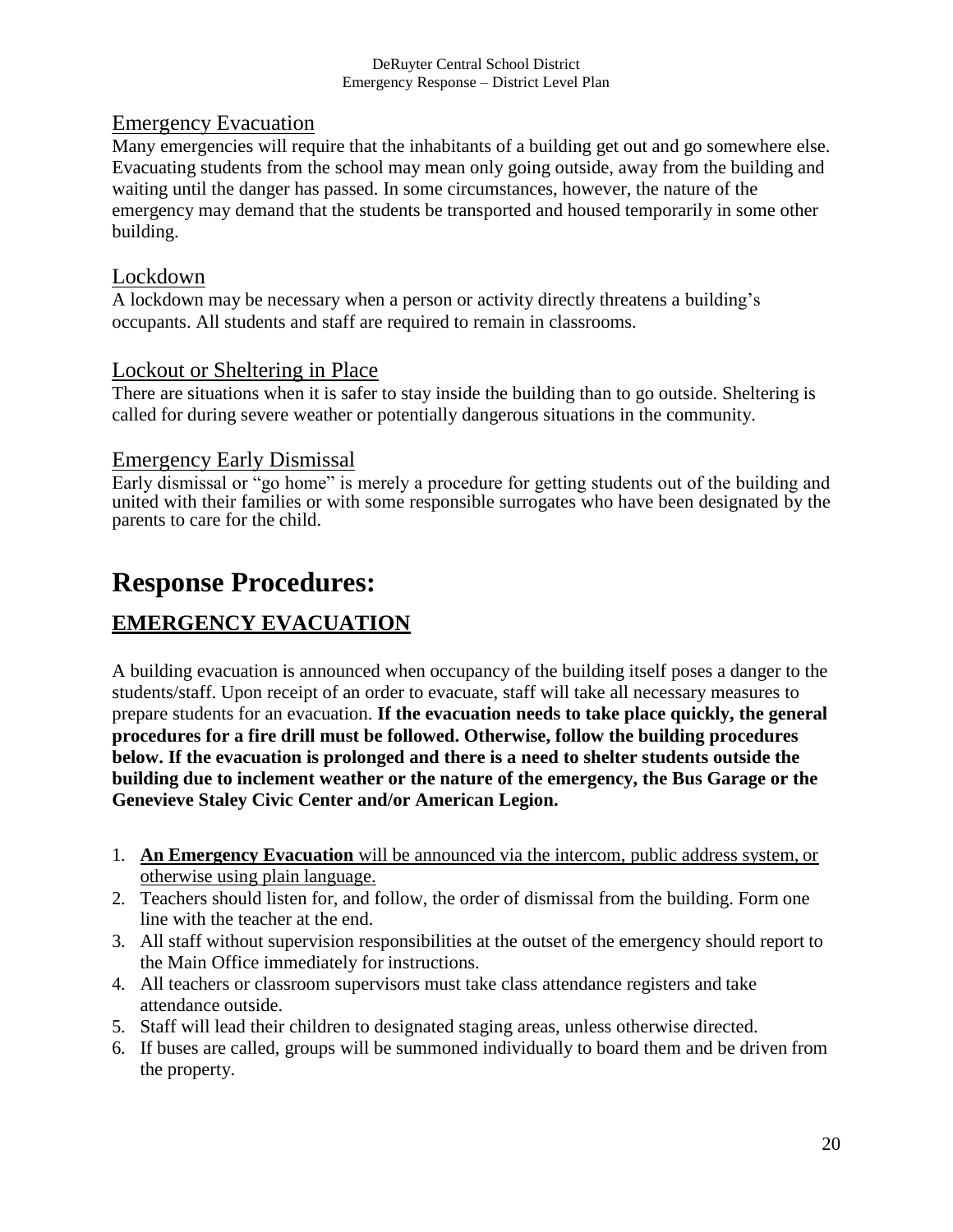## Emergency Evacuation

Many emergencies will require that the inhabitants of a building get out and go somewhere else. Evacuating students from the school may mean only going outside, away from the building and waiting until the danger has passed. In some circumstances, however, the nature of the emergency may demand that the students be transported and housed temporarily in some other building.

## Lockdown

A lockdown may be necessary when a person or activity directly threatens a building's occupants. All students and staff are required to remain in classrooms.

## Lockout or Sheltering in Place

There are situations when it is safer to stay inside the building than to go outside. Sheltering is called for during severe weather or potentially dangerous situations in the community.

## Emergency Early Dismissal

Early dismissal or "go home" is merely a procedure for getting students out of the building and united with their families or with some responsible surrogates who have been designated by the parents to care for the child.

# Response Procedures:

## EMERGENCY EVACUATION

A building evacuation is announced when occupancy of the building itself poses a danger to the students/staff. Upon receipt of an order to evacuate, staff will take all necessary measures to prepare students for an evacuation. **If the evacuation needs to take place quickly, the general procedures for a fire drill must be followed. Otherwise, follow the building procedures below. If the evacuation is prolonged and there is a need to shelter students outside the building due to inclement weather or the nature of the emergency, the Bus Garage or the Genevieve Staley Civic Center and/or American Legion.**

1. **An Emergency Evacuation** will be announced via the intercom, public address system, or otherwise using plain language.
2. Teachers should listen for, and follow, the order of dismissal from the building. Form one line with the teacher at the end.
3. All staff without supervision responsibilities at the outset of the emergency should report to the Main Office immediately for instructions.
4. All teachers or classroom supervisors must take class attendance registers and take attendance outside.
5. Staff will lead their children to designated staging areas, unless otherwise directed.
6. If buses are called, groups will be summoned individually to board them and be driven from the property.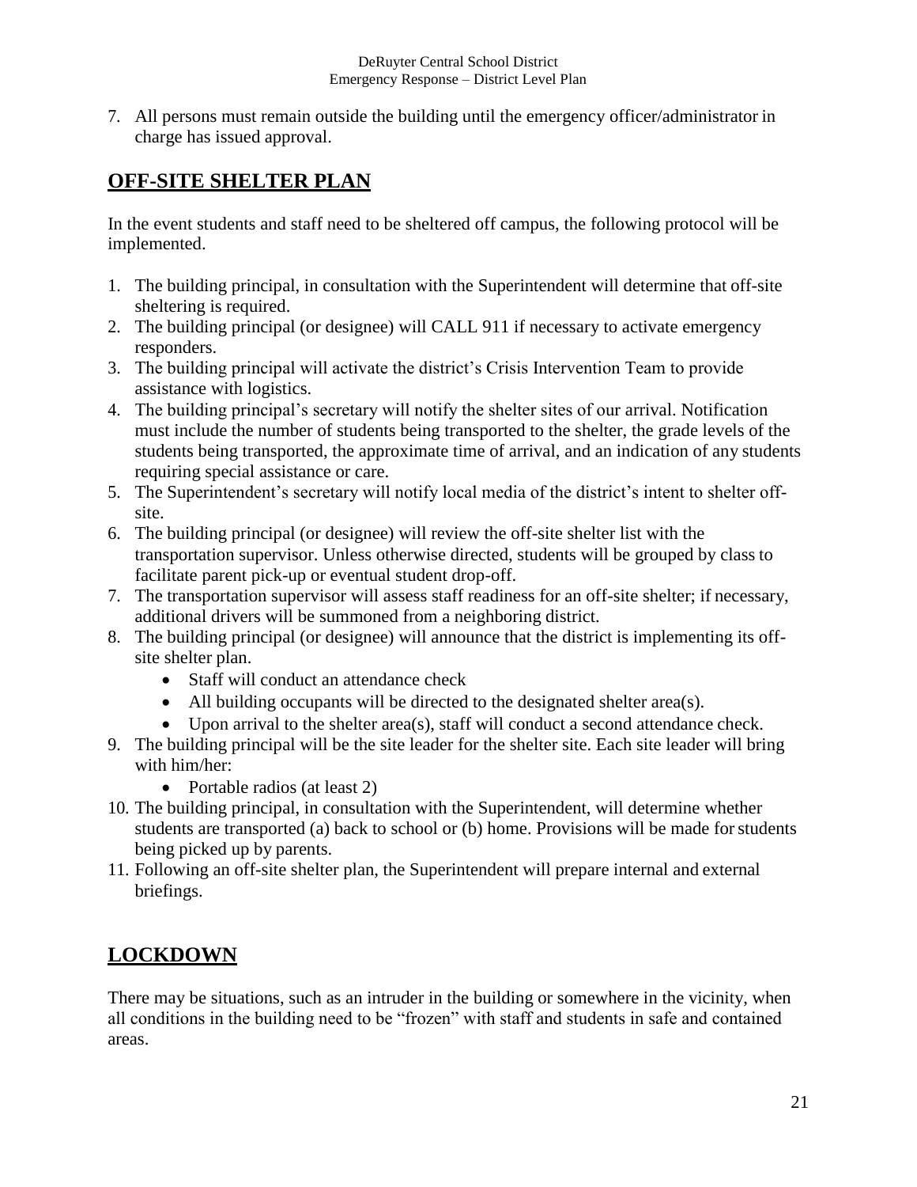7. All persons must remain outside the building until the emergency officer/administrator in charge has issued approval.

## OFF-SITE SHELTER PLAN

In the event students and staff need to be sheltered off campus, the following protocol will be implemented.

1. The building principal, in consultation with the Superintendent will determine that off-site sheltering is required.
2. The building principal (or designee) will CALL 911 if necessary to activate emergency responders.
3. The building principal will activate the district's Crisis Intervention Team to provide assistance with logistics.
4. The building principal's secretary will notify the shelter sites of our arrival. Notification must include the number of students being transported to the shelter, the grade levels of the students being transported, the approximate time of arrival, and an indication of any students requiring special assistance or care.
5. The Superintendent's secretary will notify local media of the district's intent to shelter off-site.
6. The building principal (or designee) will review the off-site shelter list with the transportation supervisor. Unless otherwise directed, students will be grouped by class to facilitate parent pick-up or eventual student drop-off.
7. The transportation supervisor will assess staff readiness for an off-site shelter; if necessary, additional drivers will be summoned from a neighboring district.
8. The building principal (or designee) will announce that the district is implementing its off-site shelter plan.
   - Staff will conduct an attendance check
   - All building occupants will be directed to the designated shelter area(s).
   - Upon arrival to the shelter area(s), staff will conduct a second attendance check.
9. The building principal will be the site leader for the shelter site. Each site leader will bring with him/her:
   - Portable radios (at least 2)
10. The building principal, in consultation with the Superintendent, will determine whether students are transported (a) back to school or (b) home. Provisions will be made for students being picked up by parents.
11. Following an off-site shelter plan, the Superintendent will prepare internal and external briefings.

## LOCKDOWN

There may be situations, such as an intruder in the building or somewhere in the vicinity, when all conditions in the building need to be "frozen" with staff and students in safe and contained areas.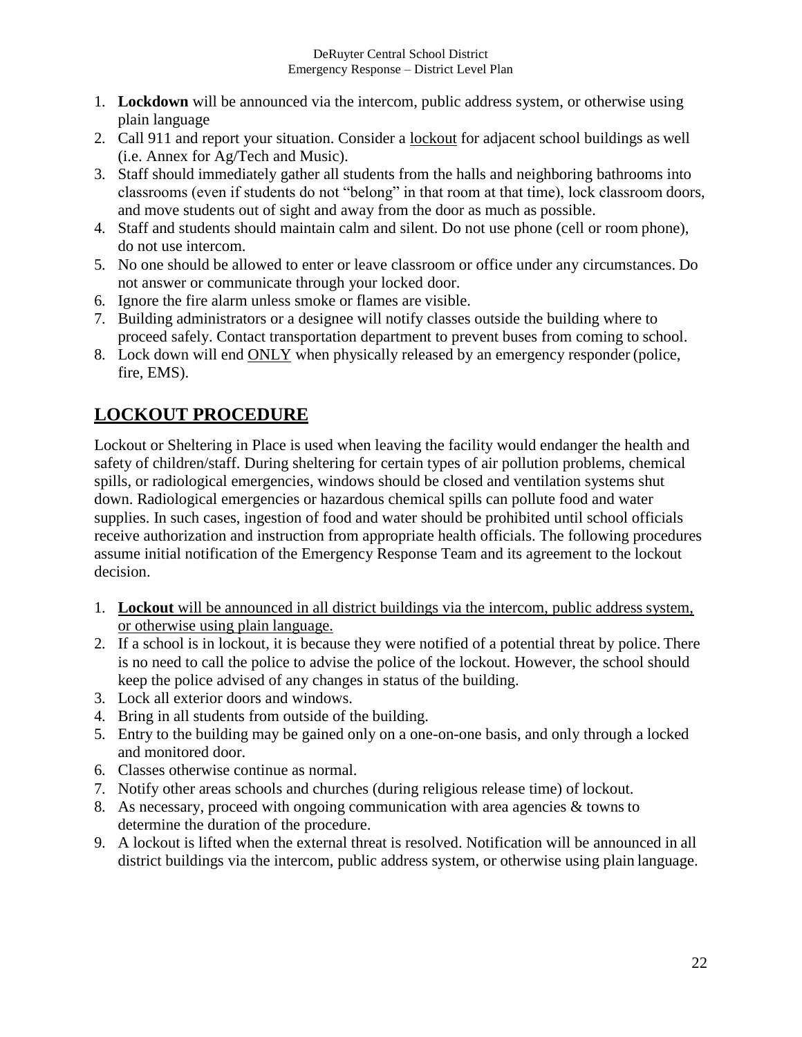1. **Lockdown** will be announced via the intercom, public address system, or otherwise using plain language
2. Call 911 and report your situation. Consider a <u>lockout</u> for adjacent school buildings as well (i.e. Annex for Ag/Tech and Music).
3. Staff should immediately gather all students from the halls and neighboring bathrooms into classrooms (even if students do not "belong" in that room at that time), lock classroom doors, and move students out of sight and away from the door as much as possible.
4. Staff and students should maintain calm and silent. Do not use phone (cell or room phone), do not use intercom.
5. No one should be allowed to enter or leave classroom or office under any circumstances. Do not answer or communicate through your locked door.
6. Ignore the fire alarm unless smoke or flames are visible.
7. Building administrators or a designee will notify classes outside the building where to proceed safely. Contact transportation department to prevent buses from coming to school.
8. Lock down will end <u>ONLY</u> when physically released by an emergency responder (police, fire, EMS).

## LOCKOUT PROCEDURE

Lockout or Sheltering in Place is used when leaving the facility would endanger the health and safety of children/staff. During sheltering for certain types of air pollution problems, chemical spills, or radiological emergencies, windows should be closed and ventilation systems shut down. Radiological emergencies or hazardous chemical spills can pollute food and water supplies. In such cases, ingestion of food and water should be prohibited until school officials receive authorization and instruction from appropriate health officials. The following procedures assume initial notification of the Emergency Response Team and its agreement to the lockout decision.

1. <u>**Lockout** will be announced in all district buildings via the intercom, public address system, or otherwise using plain language.</u>
2. If a school is in lockout, it is because they were notified of a potential threat by police. There is no need to call the police to advise the police of the lockout. However, the school should keep the police advised of any changes in status of the building.
3. Lock all exterior doors and windows.
4. Bring in all students from outside of the building.
5. Entry to the building may be gained only on a one-on-one basis, and only through a locked and monitored door.
6. Classes otherwise continue as normal.
7. Notify other areas schools and churches (during religious release time) of lockout.
8. As necessary, proceed with ongoing communication with area agencies & towns to determine the duration of the procedure.
9. A lockout is lifted when the external threat is resolved. Notification will be announced in all district buildings via the intercom, public address system, or otherwise using plain language.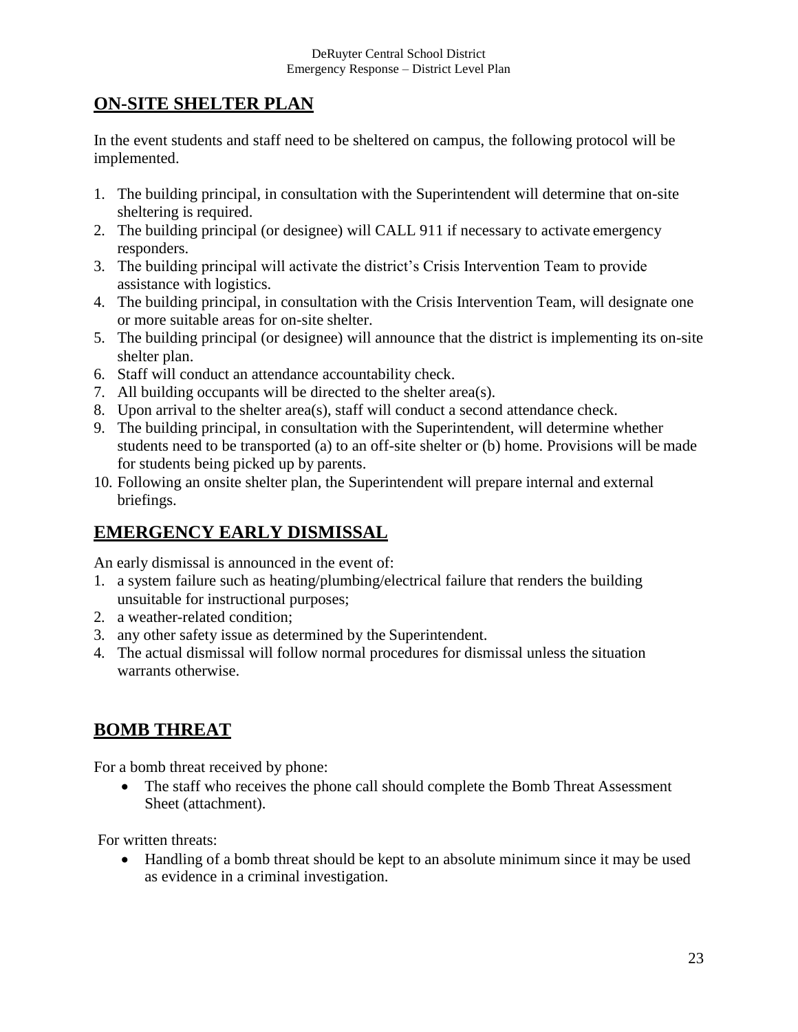## ON-SITE SHELTER PLAN

In the event students and staff need to be sheltered on campus, the following protocol will be implemented.

1. The building principal, in consultation with the Superintendent will determine that on-site sheltering is required.
2. The building principal (or designee) will CALL 911 if necessary to activate emergency responders.
3. The building principal will activate the district's Crisis Intervention Team to provide assistance with logistics.
4. The building principal, in consultation with the Crisis Intervention Team, will designate one or more suitable areas for on-site shelter.
5. The building principal (or designee) will announce that the district is implementing its on-site shelter plan.
6. Staff will conduct an attendance accountability check.
7. All building occupants will be directed to the shelter area(s).
8. Upon arrival to the shelter area(s), staff will conduct a second attendance check.
9. The building principal, in consultation with the Superintendent, will determine whether students need to be transported (a) to an off-site shelter or (b) home. Provisions will be made for students being picked up by parents.
10. Following an onsite shelter plan, the Superintendent will prepare internal and external briefings.

## EMERGENCY EARLY DISMISSAL

An early dismissal is announced in the event of:

1. a system failure such as heating/plumbing/electrical failure that renders the building unsuitable for instructional purposes;
2. a weather-related condition;
3. any other safety issue as determined by the Superintendent.
4. The actual dismissal will follow normal procedures for dismissal unless the situation warrants otherwise.

## BOMB THREAT

For a bomb threat received by phone:

- The staff who receives the phone call should complete the Bomb Threat Assessment Sheet (attachment).

For written threats:

- Handling of a bomb threat should be kept to an absolute minimum since it may be used as evidence in a criminal investigation.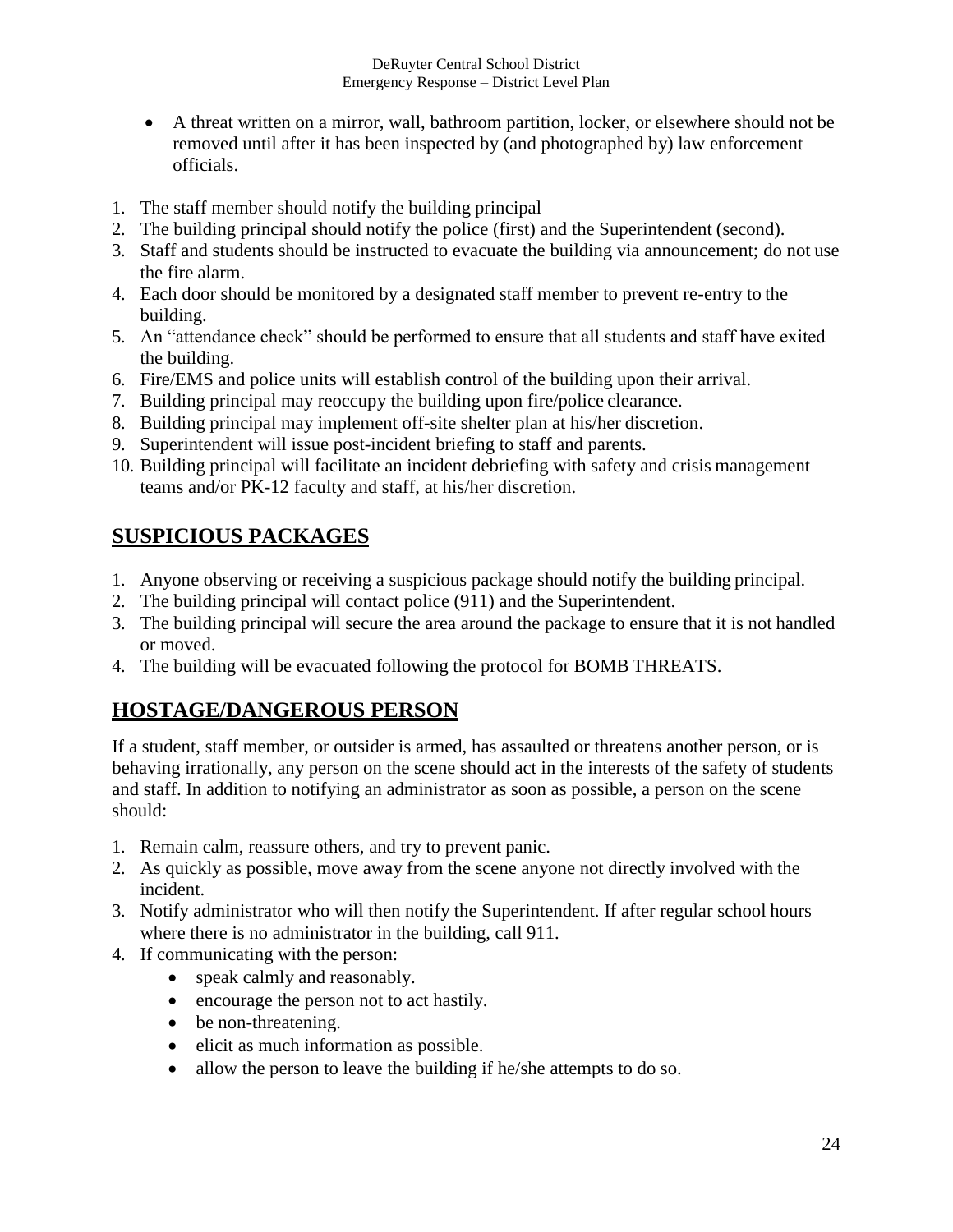- A threat written on a mirror, wall, bathroom partition, locker, or elsewhere should not be removed until after it has been inspected by (and photographed by) law enforcement officials.

1. The staff member should notify the building principal
2. The building principal should notify the police (first) and the Superintendent (second).
3. Staff and students should be instructed to evacuate the building via announcement; do not use the fire alarm.
4. Each door should be monitored by a designated staff member to prevent re-entry to the building.
5. An "attendance check" should be performed to ensure that all students and staff have exited the building.
6. Fire/EMS and police units will establish control of the building upon their arrival.
7. Building principal may reoccupy the building upon fire/police clearance.
8. Building principal may implement off-site shelter plan at his/her discretion.
9. Superintendent will issue post-incident briefing to staff and parents.
10. Building principal will facilitate an incident debriefing with safety and crisis management teams and/or PK-12 faculty and staff, at his/her discretion.

## SUSPICIOUS PACKAGES

1. Anyone observing or receiving a suspicious package should notify the building principal.
2. The building principal will contact police (911) and the Superintendent.
3. The building principal will secure the area around the package to ensure that it is not handled or moved.
4. The building will be evacuated following the protocol for BOMB THREATS.

## HOSTAGE/DANGEROUS PERSON

If a student, staff member, or outsider is armed, has assaulted or threatens another person, or is behaving irrationally, any person on the scene should act in the interests of the safety of students and staff. In addition to notifying an administrator as soon as possible, a person on the scene should:

1. Remain calm, reassure others, and try to prevent panic.
2. As quickly as possible, move away from the scene anyone not directly involved with the incident.
3. Notify administrator who will then notify the Superintendent. If after regular school hours where there is no administrator in the building, call 911.
4. If communicating with the person:
   - speak calmly and reasonably.
   - encourage the person not to act hastily.
   - be non-threatening.
   - elicit as much information as possible.
   - allow the person to leave the building if he/she attempts to do so.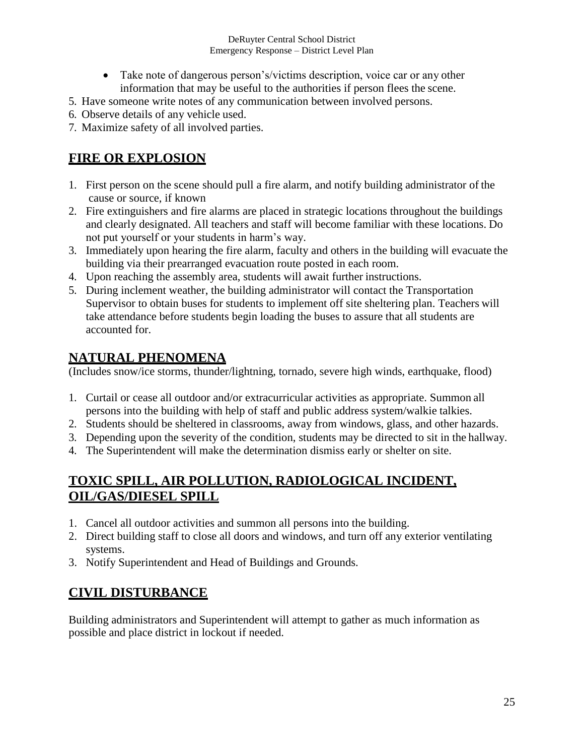- Take note of dangerous person's/victims description, voice car or any other information that may be useful to the authorities if person flees the scene.

5. Have someone write notes of any communication between involved persons.
6. Observe details of any vehicle used.
7. Maximize safety of all involved parties.

## FIRE OR EXPLOSION

1. First person on the scene should pull a fire alarm, and notify building administrator of the cause or source, if known
2. Fire extinguishers and fire alarms are placed in strategic locations throughout the buildings and clearly designated. All teachers and staff will become familiar with these locations. Do not put yourself or your students in harm's way.
3. Immediately upon hearing the fire alarm, faculty and others in the building will evacuate the building via their prearranged evacuation route posted in each room.
4. Upon reaching the assembly area, students will await further instructions.
5. During inclement weather, the building administrator will contact the Transportation Supervisor to obtain buses for students to implement off site sheltering plan. Teachers will take attendance before students begin loading the buses to assure that all students are accounted for.

## NATURAL PHENOMENA

(Includes snow/ice storms, thunder/lightning, tornado, severe high winds, earthquake, flood)

1. Curtail or cease all outdoor and/or extracurricular activities as appropriate. Summon all persons into the building with help of staff and public address system/walkie talkies.
2. Students should be sheltered in classrooms, away from windows, glass, and other hazards.
3. Depending upon the severity of the condition, students may be directed to sit in the hallway.
4. The Superintendent will make the determination dismiss early or shelter on site.

## TOXIC SPILL, AIR POLLUTION, RADIOLOGICAL INCIDENT, OIL/GAS/DIESEL SPILL

1. Cancel all outdoor activities and summon all persons into the building.
2. Direct building staff to close all doors and windows, and turn off any exterior ventilating systems.
3. Notify Superintendent and Head of Buildings and Grounds.

## CIVIL DISTURBANCE

Building administrators and Superintendent will attempt to gather as much information as possible and place district in lockout if needed.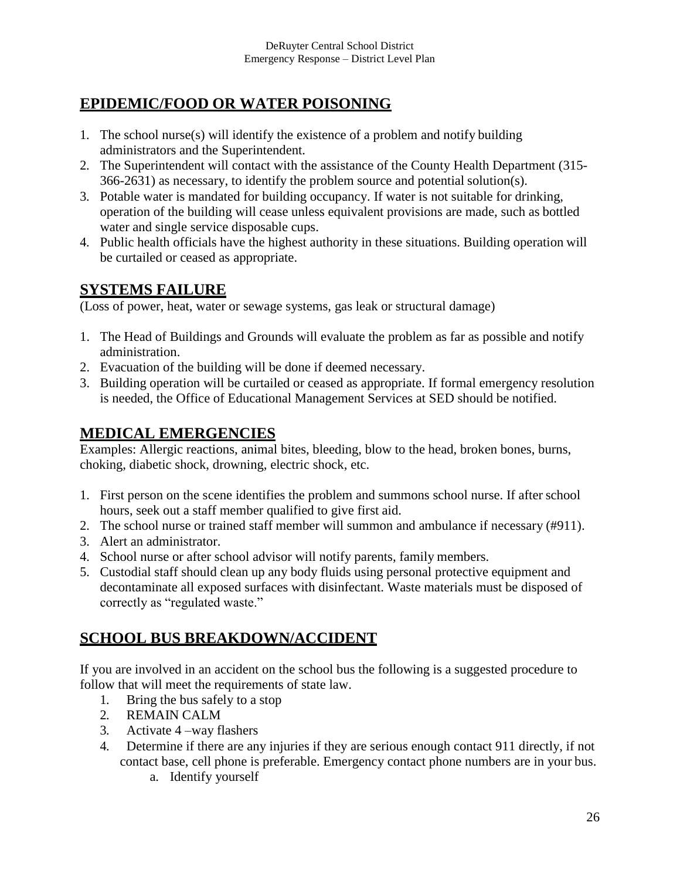## EPIDEMIC/FOOD OR WATER POISONING

1. The school nurse(s) will identify the existence of a problem and notify building administrators and the Superintendent.
2. The Superintendent will contact with the assistance of the County Health Department (315-366-2631) as necessary, to identify the problem source and potential solution(s).
3. Potable water is mandated for building occupancy. If water is not suitable for drinking, operation of the building will cease unless equivalent provisions are made, such as bottled water and single service disposable cups.
4. Public health officials have the highest authority in these situations. Building operation will be curtailed or ceased as appropriate.

## SYSTEMS FAILURE

(Loss of power, heat, water or sewage systems, gas leak or structural damage)

1. The Head of Buildings and Grounds will evaluate the problem as far as possible and notify administration.
2. Evacuation of the building will be done if deemed necessary.
3. Building operation will be curtailed or ceased as appropriate. If formal emergency resolution is needed, the Office of Educational Management Services at SED should be notified.

## MEDICAL EMERGENCIES

Examples: Allergic reactions, animal bites, bleeding, blow to the head, broken bones, burns, choking, diabetic shock, drowning, electric shock, etc.

1. First person on the scene identifies the problem and summons school nurse. If after school hours, seek out a staff member qualified to give first aid.
2. The school nurse or trained staff member will summon and ambulance if necessary (#911).
3. Alert an administrator.
4. School nurse or after school advisor will notify parents, family members.
5. Custodial staff should clean up any body fluids using personal protective equipment and decontaminate all exposed surfaces with disinfectant. Waste materials must be disposed of correctly as "regulated waste."

## SCHOOL BUS BREAKDOWN/ACCIDENT

If you are involved in an accident on the school bus the following is a suggested procedure to follow that will meet the requirements of state law.

1. Bring the bus safely to a stop
2. REMAIN CALM
3. Activate 4 –way flashers
4. Determine if there are any injuries if they are serious enough contact 911 directly, if not contact base, cell phone is preferable. Emergency contact phone numbers are in your bus.
   a. Identify yourself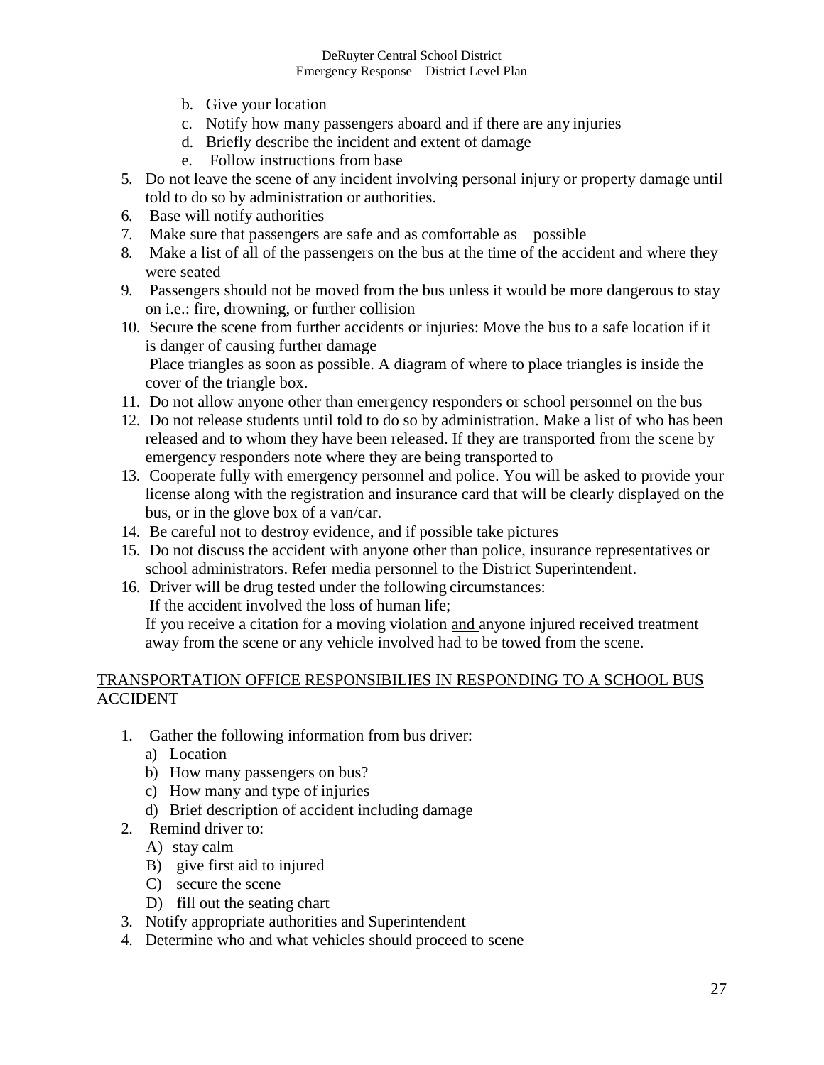- b. Give your location
   - c. Notify how many passengers aboard and if there are any injuries
   - d. Briefly describe the incident and extent of damage
   - e. Follow instructions from base
5. Do not leave the scene of any incident involving personal injury or property damage until told to do so by administration or authorities.
6. Base will notify authorities
7. Make sure that passengers are safe and as comfortable as possible
8. Make a list of all of the passengers on the bus at the time of the accident and where they were seated
9. Passengers should not be moved from the bus unless it would be more dangerous to stay on i.e.: fire, drowning, or further collision
10. Secure the scene from further accidents or injuries: Move the bus to a safe location if it is danger of causing further damage
    Place triangles as soon as possible. A diagram of where to place triangles is inside the cover of the triangle box.
11. Do not allow anyone other than emergency responders or school personnel on the bus
12. Do not release students until told to do so by administration. Make a list of who has been released and to whom they have been released. If they are transported from the scene by emergency responders note where they are being transported to
13. Cooperate fully with emergency personnel and police. You will be asked to provide your license along with the registration and insurance card that will be clearly displayed on the bus, or in the glove box of a van/car.
14. Be careful not to destroy evidence, and if possible take pictures
15. Do not discuss the accident with anyone other than police, insurance representatives or school administrators. Refer media personnel to the District Superintendent.
16. Driver will be drug tested under the following circumstances:
    If the accident involved the loss of human life;
    If you receive a citation for a moving violation and anyone injured received treatment away from the scene or any vehicle involved had to be towed from the scene.

## TRANSPORTATION OFFICE RESPONSIBILIES IN RESPONDING TO A SCHOOL BUS ACCIDENT

1. Gather the following information from bus driver:
   - a) Location
   - b) How many passengers on bus?
   - c) How many and type of injuries
   - d) Brief description of accident including damage
2. Remind driver to:
   - A) stay calm
   - B) give first aid to injured
   - C) secure the scene
   - D) fill out the seating chart
3. Notify appropriate authorities and Superintendent
4. Determine who and what vehicles should proceed to scene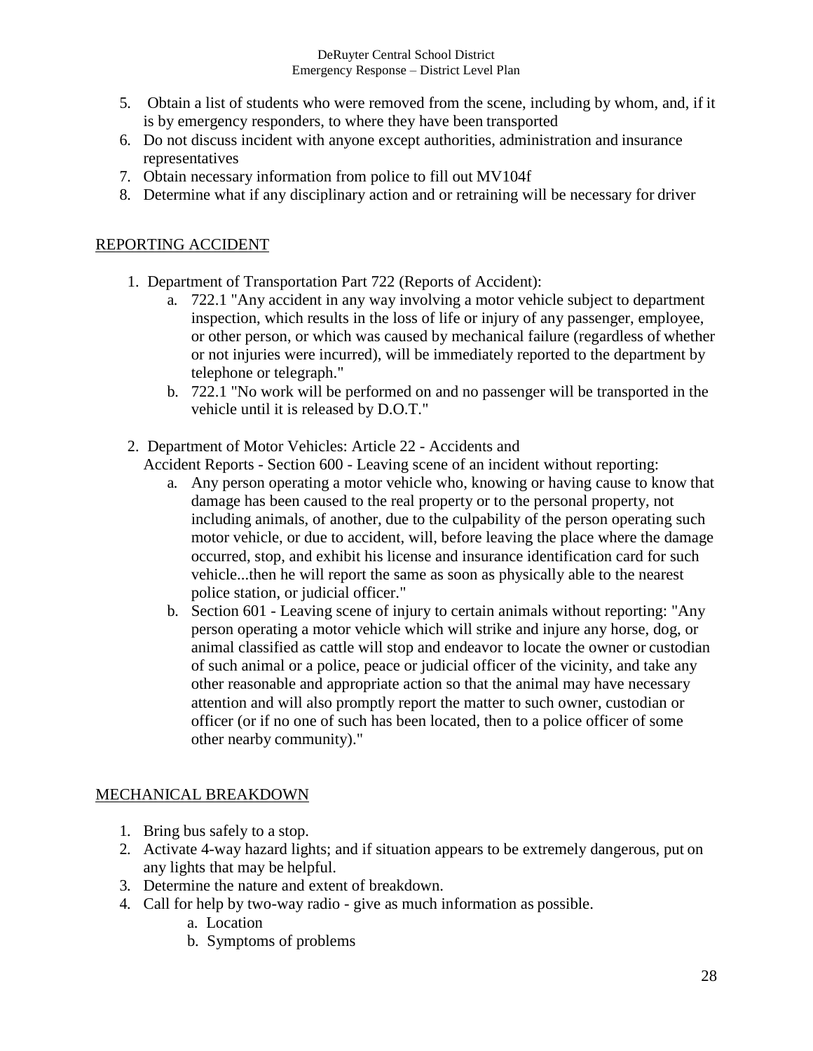5. Obtain a list of students who were removed from the scene, including by whom, and, if it is by emergency responders, to where they have been transported
6. Do not discuss incident with anyone except authorities, administration and insurance representatives
7. Obtain necessary information from police to fill out MV104f
8. Determine what if any disciplinary action and or retraining will be necessary for driver

## REPORTING ACCIDENT

1. Department of Transportation Part 722 (Reports of Accident):
   a. 722.1 "Any accident in any way involving a motor vehicle subject to department inspection, which results in the loss of life or injury of any passenger, employee, or other person, or which was caused by mechanical failure (regardless of whether or not injuries were incurred), will be immediately reported to the department by telephone or telegraph."
   b. 722.1 "No work will be performed on and no passenger will be transported in the vehicle until it is released by D.O.T."
2. Department of Motor Vehicles: Article 22 - Accidents and Accident Reports - Section 600 - Leaving scene of an incident without reporting:
   a. Any person operating a motor vehicle who, knowing or having cause to know that damage has been caused to the real property or to the personal property, not including animals, of another, due to the culpability of the person operating such motor vehicle, or due to accident, will, before leaving the place where the damage occurred, stop, and exhibit his license and insurance identification card for such vehicle...then he will report the same as soon as physically able to the nearest police station, or judicial officer."
   b. Section 601 - Leaving scene of injury to certain animals without reporting: "Any person operating a motor vehicle which will strike and injure any horse, dog, or animal classified as cattle will stop and endeavor to locate the owner or custodian of such animal or a police, peace or judicial officer of the vicinity, and take any other reasonable and appropriate action so that the animal may have necessary attention and will also promptly report the matter to such owner, custodian or officer (or if no one of such has been located, then to a police officer of some other nearby community)."

## MECHANICAL BREAKDOWN

1. Bring bus safely to a stop.
2. Activate 4-way hazard lights; and if situation appears to be extremely dangerous, put on any lights that may be helpful.
3. Determine the nature and extent of breakdown.
4. Call for help by two-way radio - give as much information as possible.
   a. Location
   b. Symptoms of problems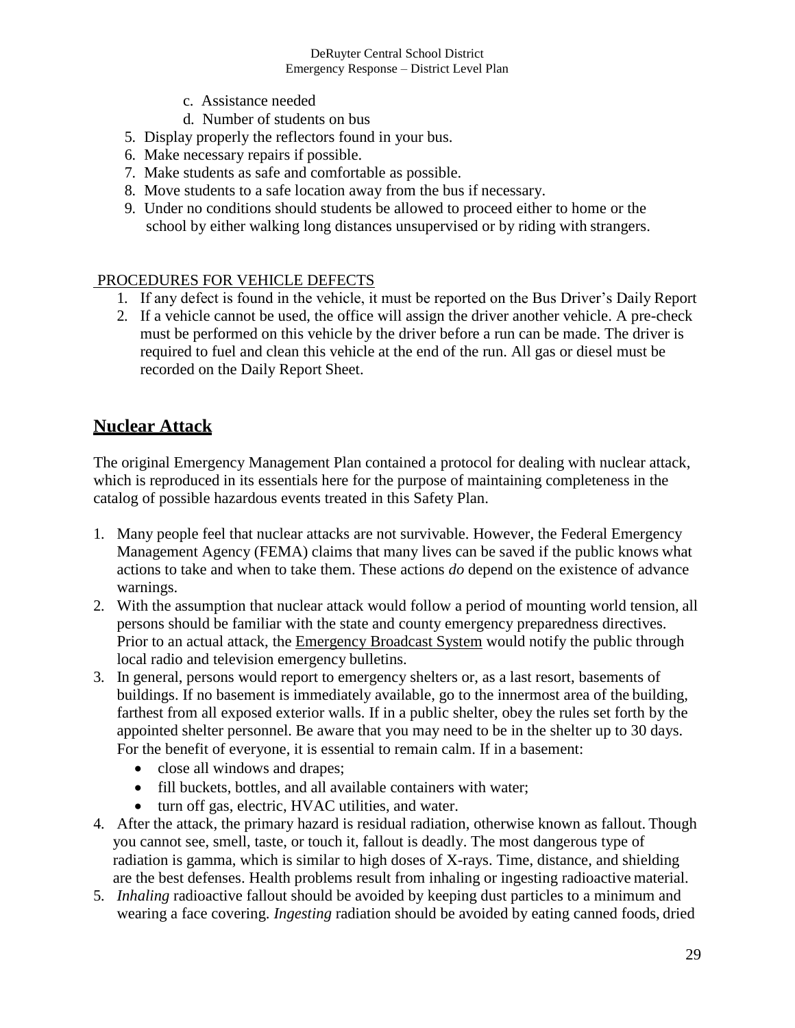c. Assistance needed
    d. Number of students on bus
5. Display properly the reflectors found in your bus.
6. Make necessary repairs if possible.
7. Make students as safe and comfortable as possible.
8. Move students to a safe location away from the bus if necessary.
9. Under no conditions should students be allowed to proceed either to home or the school by either walking long distances unsupervised or by riding with strangers.

PROCEDURES FOR VEHICLE DEFECTS

1. If any defect is found in the vehicle, it must be reported on the Bus Driver's Daily Report
2. If a vehicle cannot be used, the office will assign the driver another vehicle. A pre-check must be performed on this vehicle by the driver before a run can be made. The driver is required to fuel and clean this vehicle at the end of the run. All gas or diesel must be recorded on the Daily Report Sheet.

## Nuclear Attack

The original Emergency Management Plan contained a protocol for dealing with nuclear attack, which is reproduced in its essentials here for the purpose of maintaining completeness in the catalog of possible hazardous events treated in this Safety Plan.

1. Many people feel that nuclear attacks are not survivable. However, the Federal Emergency Management Agency (FEMA) claims that many lives can be saved if the public knows what actions to take and when to take them. These actions *do* depend on the existence of advance warnings.
2. With the assumption that nuclear attack would follow a period of mounting world tension, all persons should be familiar with the state and county emergency preparedness directives. Prior to an actual attack, the Emergency Broadcast System would notify the public through local radio and television emergency bulletins.
3. In general, persons would report to emergency shelters or, as a last resort, basements of buildings. If no basement is immediately available, go to the innermost area of the building, farthest from all exposed exterior walls. If in a public shelter, obey the rules set forth by the appointed shelter personnel. Be aware that you may need to be in the shelter up to 30 days. For the benefit of everyone, it is essential to remain calm. If in a basement:
    - close all windows and drapes;
    - fill buckets, bottles, and all available containers with water;
    - turn off gas, electric, HVAC utilities, and water.
4. After the attack, the primary hazard is residual radiation, otherwise known as fallout. Though you cannot see, smell, taste, or touch it, fallout is deadly. The most dangerous type of radiation is gamma, which is similar to high doses of X-rays. Time, distance, and shielding are the best defenses. Health problems result from inhaling or ingesting radioactive material.
5. *Inhaling* radioactive fallout should be avoided by keeping dust particles to a minimum and wearing a face covering. *Ingesting* radiation should be avoided by eating canned foods, dried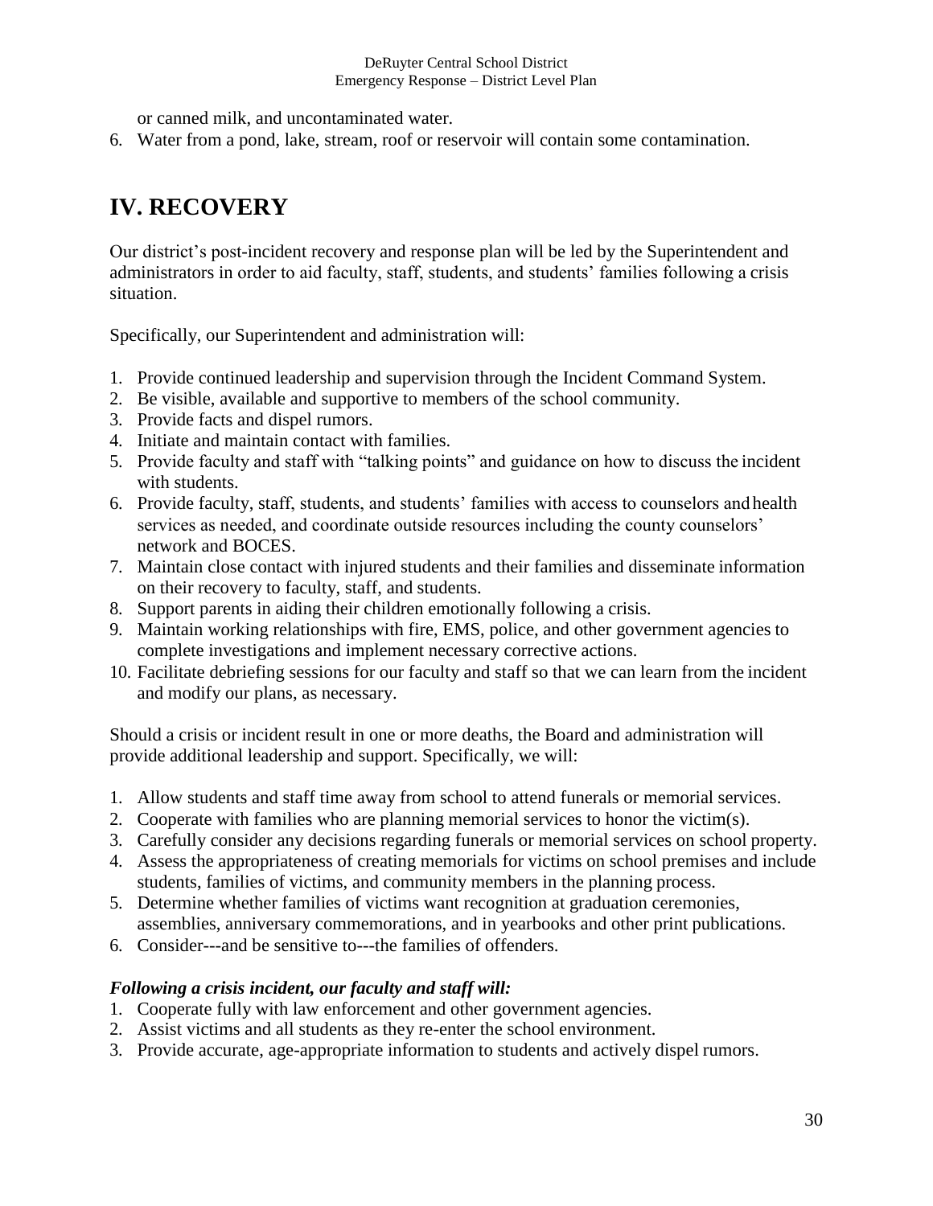or canned milk, and uncontaminated water.

6. Water from a pond, lake, stream, roof or reservoir will contain some contamination.

# IV. RECOVERY

Our district's post-incident recovery and response plan will be led by the Superintendent and administrators in order to aid faculty, staff, students, and students' families following a crisis situation.

Specifically, our Superintendent and administration will:

1. Provide continued leadership and supervision through the Incident Command System.
2. Be visible, available and supportive to members of the school community.
3. Provide facts and dispel rumors.
4. Initiate and maintain contact with families.
5. Provide faculty and staff with "talking points" and guidance on how to discuss the incident with students.
6. Provide faculty, staff, students, and students' families with access to counselors and health services as needed, and coordinate outside resources including the county counselors' network and BOCES.
7. Maintain close contact with injured students and their families and disseminate information on their recovery to faculty, staff, and students.
8. Support parents in aiding their children emotionally following a crisis.
9. Maintain working relationships with fire, EMS, police, and other government agencies to complete investigations and implement necessary corrective actions.
10. Facilitate debriefing sessions for our faculty and staff so that we can learn from the incident and modify our plans, as necessary.

Should a crisis or incident result in one or more deaths, the Board and administration will provide additional leadership and support. Specifically, we will:

1. Allow students and staff time away from school to attend funerals or memorial services.
2. Cooperate with families who are planning memorial services to honor the victim(s).
3. Carefully consider any decisions regarding funerals or memorial services on school property.
4. Assess the appropriateness of creating memorials for victims on school premises and include students, families of victims, and community members in the planning process.
5. Determine whether families of victims want recognition at graduation ceremonies, assemblies, anniversary commemorations, and in yearbooks and other print publications.
6. Consider---and be sensitive to---the families of offenders.

***Following a crisis incident, our faculty and staff will:***

1. Cooperate fully with law enforcement and other government agencies.
2. Assist victims and all students as they re-enter the school environment.
3. Provide accurate, age-appropriate information to students and actively dispel rumors.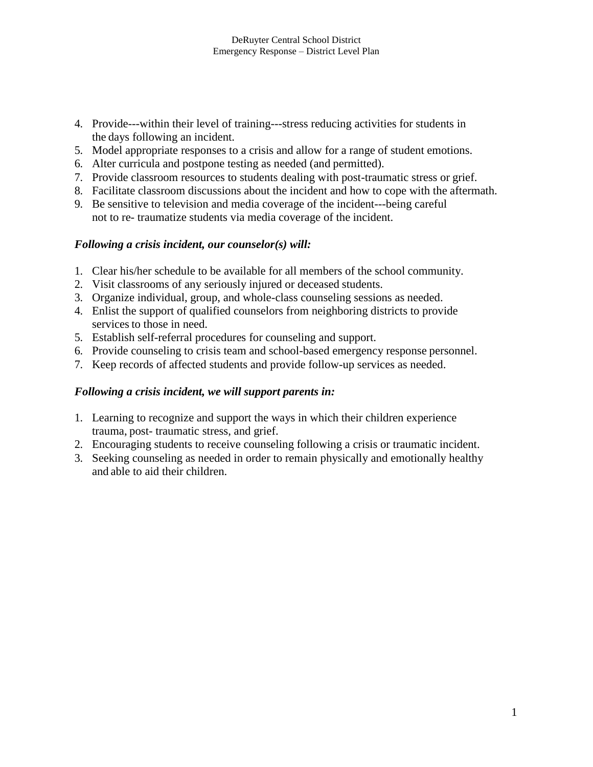4. Provide---within their level of training---stress reducing activities for students in the days following an incident.
5. Model appropriate responses to a crisis and allow for a range of student emotions.
6. Alter curricula and postpone testing as needed (and permitted).
7. Provide classroom resources to students dealing with post-traumatic stress or grief.
8. Facilitate classroom discussions about the incident and how to cope with the aftermath.
9. Be sensitive to television and media coverage of the incident---being careful not to re- traumatize students via media coverage of the incident.

***Following a crisis incident, our counselor(s) will:***

1. Clear his/her schedule to be available for all members of the school community.
2. Visit classrooms of any seriously injured or deceased students.
3. Organize individual, group, and whole-class counseling sessions as needed.
4. Enlist the support of qualified counselors from neighboring districts to provide services to those in need.
5. Establish self-referral procedures for counseling and support.
6. Provide counseling to crisis team and school-based emergency response personnel.
7. Keep records of affected students and provide follow-up services as needed.

***Following a crisis incident, we will support parents in:***

1. Learning to recognize and support the ways in which their children experience trauma, post- traumatic stress, and grief.
2. Encouraging students to receive counseling following a crisis or traumatic incident.
3. Seeking counseling as needed in order to remain physically and emotionally healthy and able to aid their children.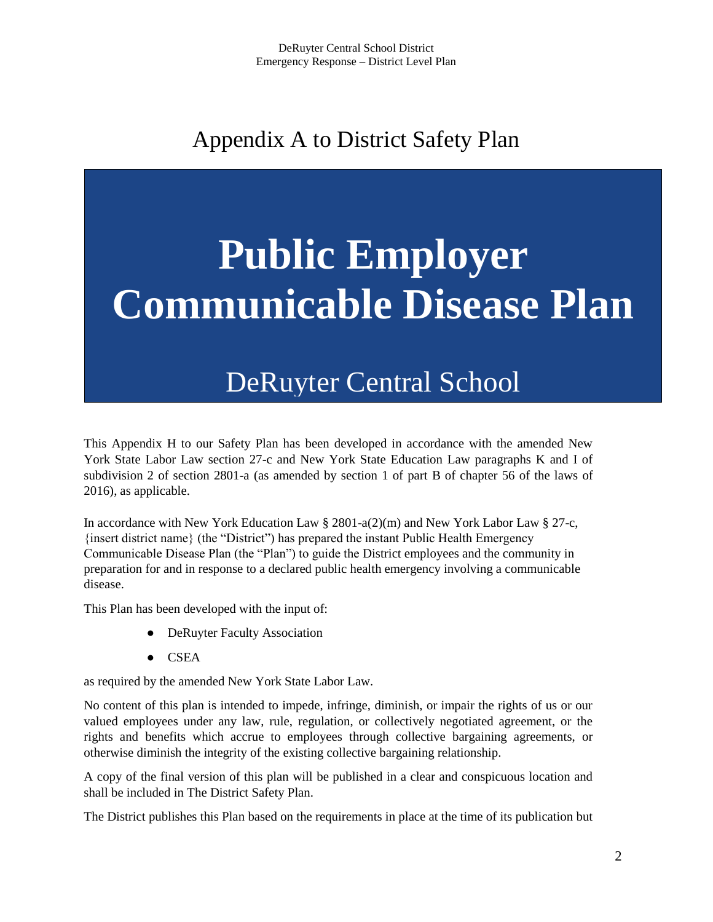# Appendix A to District Safety Plan

# Public Employer Communicable Disease Plan

## DeRuyter Central School

This Appendix H to our Safety Plan has been developed in accordance with the amended New York State Labor Law section 27-c and New York State Education Law paragraphs K and I of subdivision 2 of section 2801-a (as amended by section 1 of part B of chapter 56 of the laws of 2016), as applicable.

In accordance with New York Education Law § 2801-a(2)(m) and New York Labor Law § 27-c, {insert district name} (the "District") has prepared the instant Public Health Emergency Communicable Disease Plan (the "Plan") to guide the District employees and the community in preparation for and in response to a declared public health emergency involving a communicable disease.

This Plan has been developed with the input of:

- DeRuyter Faculty Association
- CSEA

as required by the amended New York State Labor Law.

No content of this plan is intended to impede, infringe, diminish, or impair the rights of us or our valued employees under any law, rule, regulation, or collectively negotiated agreement, or the rights and benefits which accrue to employees through collective bargaining agreements, or otherwise diminish the integrity of the existing collective bargaining relationship.

A copy of the final version of this plan will be published in a clear and conspicuous location and shall be included in The District Safety Plan.

The District publishes this Plan based on the requirements in place at the time of its publication but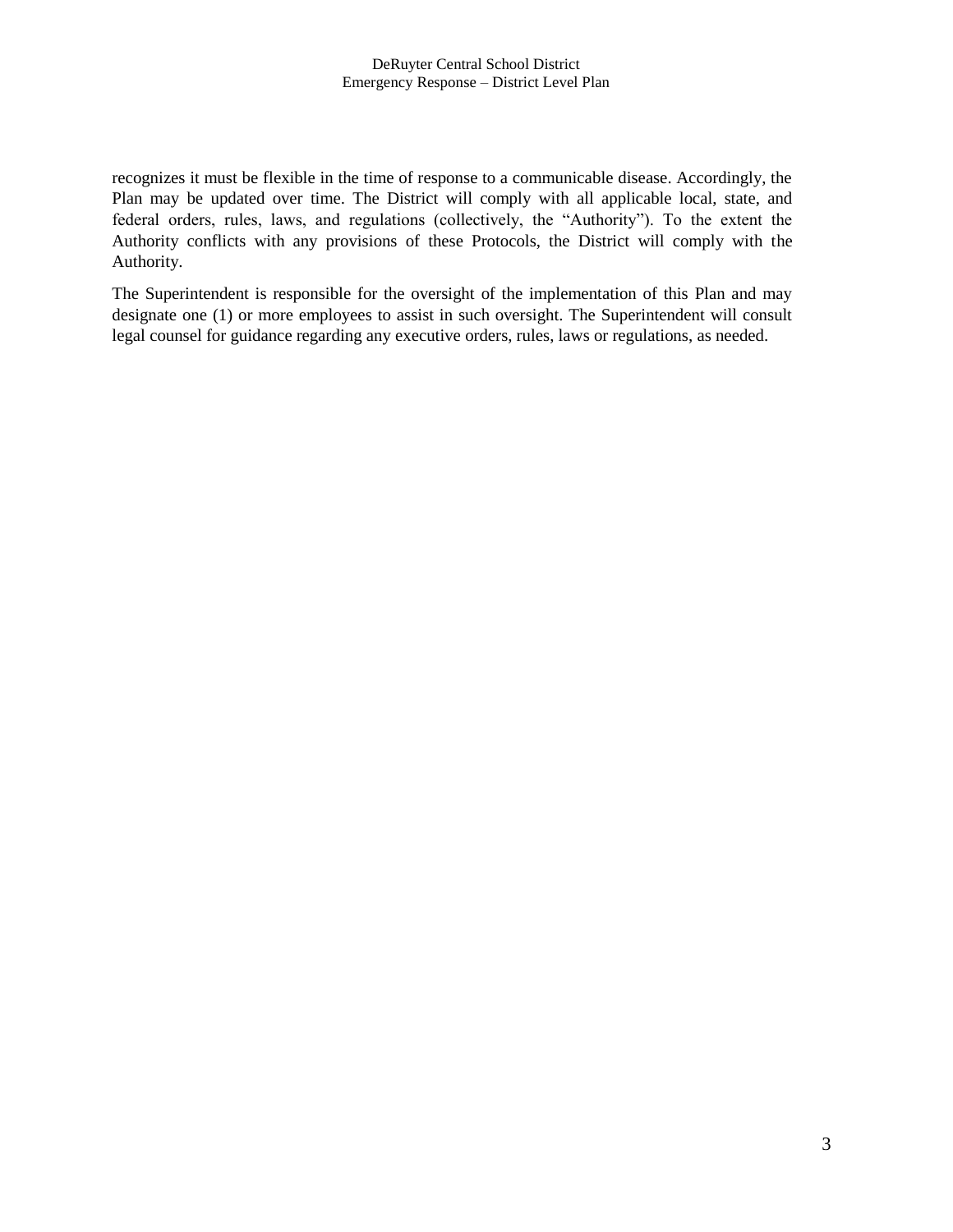recognizes it must be flexible in the time of response to a communicable disease. Accordingly, the Plan may be updated over time. The District will comply with all applicable local, state, and federal orders, rules, laws, and regulations (collectively, the "Authority"). To the extent the Authority conflicts with any provisions of these Protocols, the District will comply with the Authority.

The Superintendent is responsible for the oversight of the implementation of this Plan and may designate one (1) or more employees to assist in such oversight. The Superintendent will consult legal counsel for guidance regarding any executive orders, rules, laws or regulations, as needed.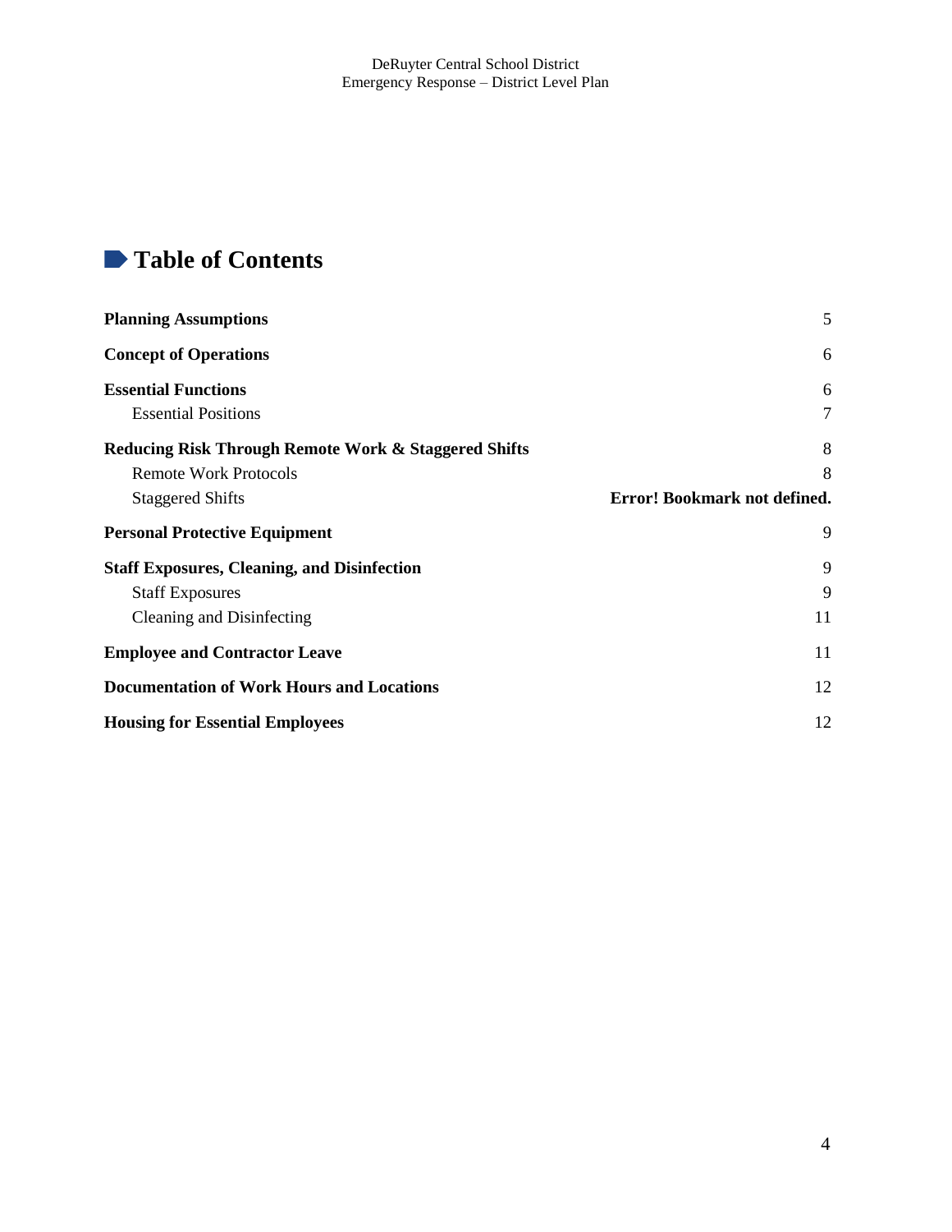# Table of Contents

| | |
|---|---|
| **Planning Assumptions** | 5 |
| **Concept of Operations** | 6 |
| **Essential Functions** | 6 |
| Essential Positions | 7 |
| **Reducing Risk Through Remote Work & Staggered Shifts** | 8 |
| Remote Work Protocols | 8 |
| Staggered Shifts | **Error! Bookmark not defined.** |
| **Personal Protective Equipment** | 9 |
| **Staff Exposures, Cleaning, and Disinfection** | 9 |
| Staff Exposures | 9 |
| Cleaning and Disinfecting | 11 |
| **Employee and Contractor Leave** | 11 |
| **Documentation of Work Hours and Locations** | 12 |
| **Housing for Essential Employees** | 12 |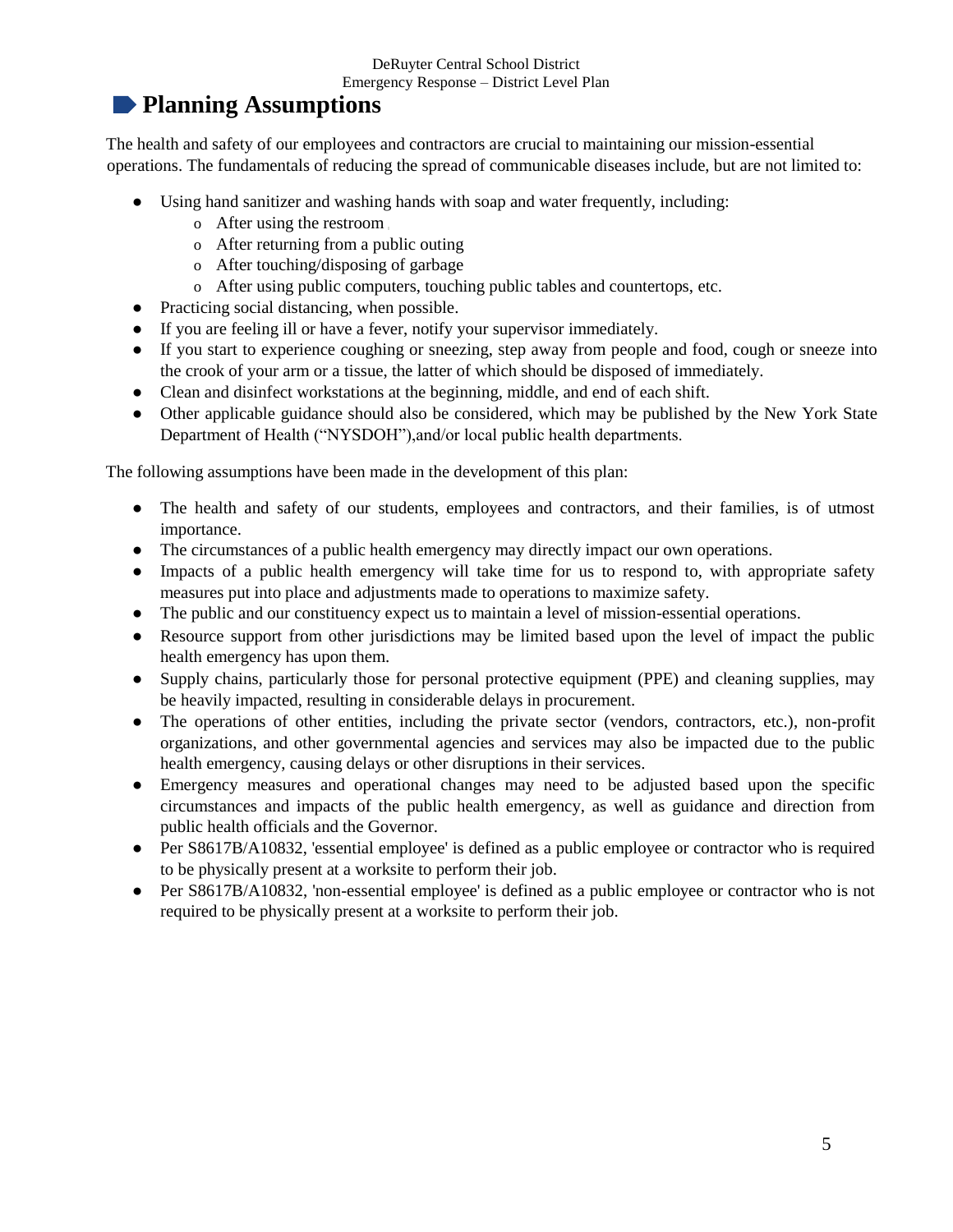## Planning Assumptions

The health and safety of our employees and contractors are crucial to maintaining our mission-essential operations. The fundamentals of reducing the spread of communicable diseases include, but are not limited to:

- Using hand sanitizer and washing hands with soap and water frequently, including:
  - After using the restroom
  - After returning from a public outing
  - After touching/disposing of garbage
  - After using public computers, touching public tables and countertops, etc.
- Practicing social distancing, when possible.
- If you are feeling ill or have a fever, notify your supervisor immediately.
- If you start to experience coughing or sneezing, step away from people and food, cough or sneeze into the crook of your arm or a tissue, the latter of which should be disposed of immediately.
- Clean and disinfect workstations at the beginning, middle, and end of each shift.
- Other applicable guidance should also be considered, which may be published by the New York State Department of Health ("NYSDOH"),and/or local public health departments.

The following assumptions have been made in the development of this plan:

- The health and safety of our students, employees and contractors, and their families, is of utmost importance.
- The circumstances of a public health emergency may directly impact our own operations.
- Impacts of a public health emergency will take time for us to respond to, with appropriate safety measures put into place and adjustments made to operations to maximize safety.
- The public and our constituency expect us to maintain a level of mission-essential operations.
- Resource support from other jurisdictions may be limited based upon the level of impact the public health emergency has upon them.
- Supply chains, particularly those for personal protective equipment (PPE) and cleaning supplies, may be heavily impacted, resulting in considerable delays in procurement.
- The operations of other entities, including the private sector (vendors, contractors, etc.), non-profit organizations, and other governmental agencies and services may also be impacted due to the public health emergency, causing delays or other disruptions in their services.
- Emergency measures and operational changes may need to be adjusted based upon the specific circumstances and impacts of the public health emergency, as well as guidance and direction from public health officials and the Governor.
- Per S8617B/A10832, 'essential employee' is defined as a public employee or contractor who is required to be physically present at a worksite to perform their job.
- Per S8617B/A10832, 'non-essential employee' is defined as a public employee or contractor who is not required to be physically present at a worksite to perform their job.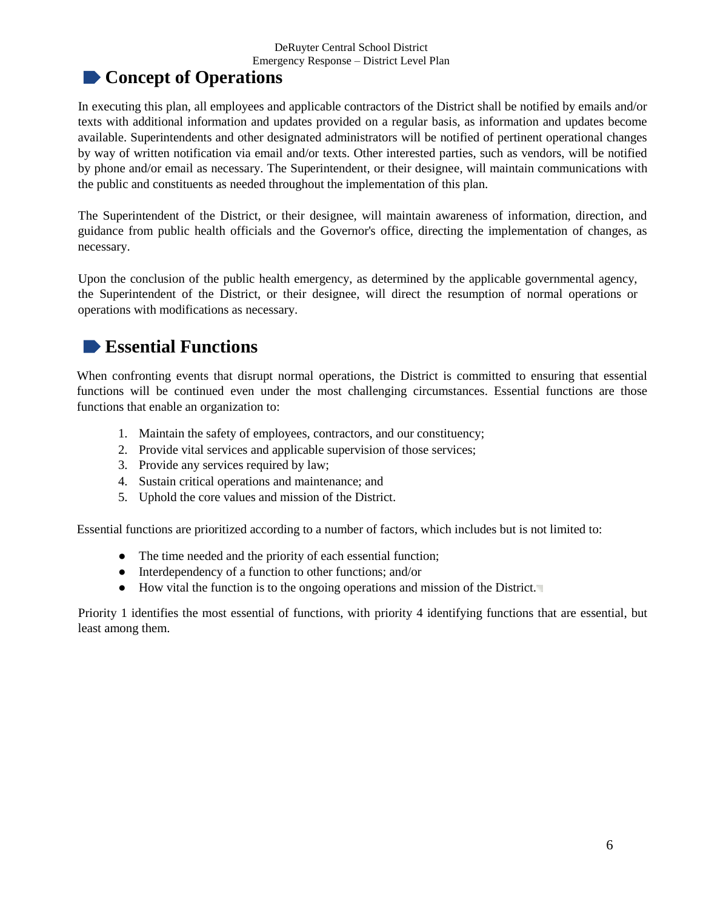## Concept of Operations

In executing this plan, all employees and applicable contractors of the District shall be notified by emails and/or texts with additional information and updates provided on a regular basis, as information and updates become available. Superintendents and other designated administrators will be notified of pertinent operational changes by way of written notification via email and/or texts. Other interested parties, such as vendors, will be notified by phone and/or email as necessary. The Superintendent, or their designee, will maintain communications with the public and constituents as needed throughout the implementation of this plan.

The Superintendent of the District, or their designee, will maintain awareness of information, direction, and guidance from public health officials and the Governor's office, directing the implementation of changes, as necessary.

Upon the conclusion of the public health emergency, as determined by the applicable governmental agency, the Superintendent of the District, or their designee, will direct the resumption of normal operations or operations with modifications as necessary.

## Essential Functions

When confronting events that disrupt normal operations, the District is committed to ensuring that essential functions will be continued even under the most challenging circumstances. Essential functions are those functions that enable an organization to:

1. Maintain the safety of employees, contractors, and our constituency;
2. Provide vital services and applicable supervision of those services;
3. Provide any services required by law;
4. Sustain critical operations and maintenance; and
5. Uphold the core values and mission of the District.

Essential functions are prioritized according to a number of factors, which includes but is not limited to:

- The time needed and the priority of each essential function;
- Interdependency of a function to other functions; and/or
- How vital the function is to the ongoing operations and mission of the District.

Priority 1 identifies the most essential of functions, with priority 4 identifying functions that are essential, but least among them.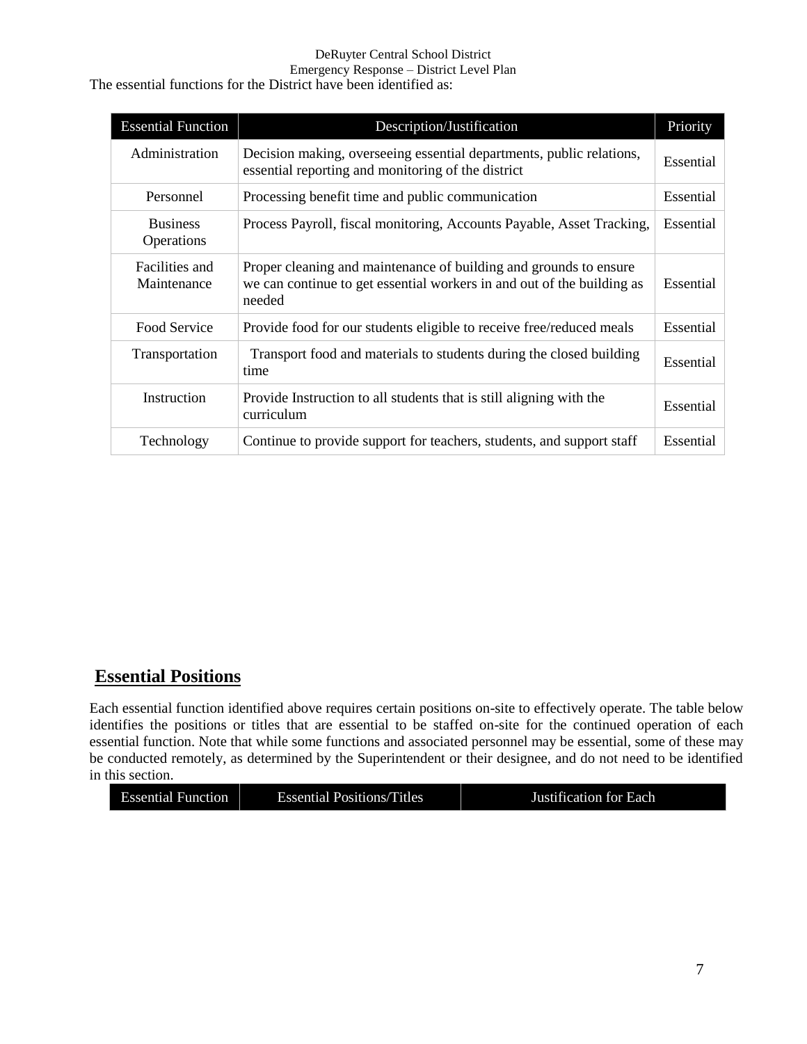The essential functions for the District have been identified as:

| Essential Function | Description/Justification | Priority |
|---|---|---|
| Administration | Decision making, overseeing essential departments, public relations, essential reporting and monitoring of the district | Essential |
| Personnel | Processing benefit time and public communication | Essential |
| Business Operations | Process Payroll, fiscal monitoring, Accounts Payable, Asset Tracking, | Essential |
| Facilities and Maintenance | Proper cleaning and maintenance of building and grounds to ensure we can continue to get essential workers in and out of the building as needed | Essential |
| Food Service | Provide food for our students eligible to receive free/reduced meals | Essential |
| Transportation | Transport food and materials to students during the closed building time | Essential |
| Instruction | Provide Instruction to all students that is still aligning with the curriculum | Essential |
| Technology | Continue to provide support for teachers, students, and support staff | Essential |

## Essential Positions

Each essential function identified above requires certain positions on-site to effectively operate. The table below identifies the positions or titles that are essential to be staffed on-site for the continued operation of each essential function. Note that while some functions and associated personnel may be essential, some of these may be conducted remotely, as determined by the Superintendent or their designee, and do not need to be identified in this section.

| Essential Function | Essential Positions/Titles | Justification for Each |
|---|---|---|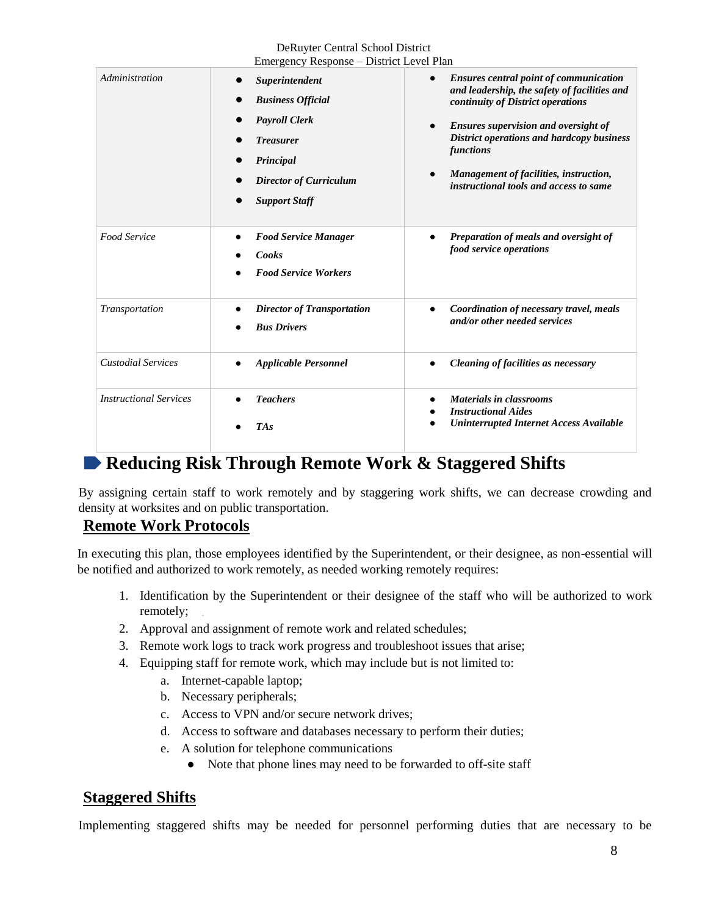| | | |
|---|---|---|
| *Administration* | • ***Superintendent***<br>• ***Business Official***<br>• ***Payroll Clerk***<br>• ***Treasurer***<br>• ***Principal***<br>• ***Director of Curriculum***<br>• ***Support Staff*** | • ***Ensures central point of communication and leadership, the safety of facilities and continuity of District operations***<br>• ***Ensures supervision and oversight of District operations and hardcopy business functions***<br>• ***Management of facilities, instruction, instructional tools and access to same*** |
| *Food Service* | • ***Food Service Manager***<br>• ***Cooks***<br>• ***Food Service Workers*** | • ***Preparation of meals and oversight of food service operations*** |
| *Transportation* | • ***Director of Transportation***<br>• ***Bus Drivers*** | • ***Coordination of necessary travel, meals and/or other needed services*** |
| *Custodial Services* | • ***Applicable Personnel*** | • ***Cleaning of facilities as necessary*** |
| *Instructional Services* | • ***Teachers***<br>• ***TAs*** | • ***Materials in classrooms***<br>• ***Instructional Aides***<br>• ***Uninterrupted Internet Access Available*** |

## Reducing Risk Through Remote Work & Staggered Shifts

By assigning certain staff to work remotely and by staggering work shifts, we can decrease crowding and density at worksites and on public transportation.

### Remote Work Protocols

In executing this plan, those employees identified by the Superintendent, or their designee, as non-essential will be notified and authorized to work remotely, as needed working remotely requires:

1. Identification by the Superintendent or their designee of the staff who will be authorized to work remotely;
2. Approval and assignment of remote work and related schedules;
3. Remote work logs to track work progress and troubleshoot issues that arise;
4. Equipping staff for remote work, which may include but is not limited to:
   a. Internet-capable laptop;
   b. Necessary peripherals;
   c. Access to VPN and/or secure network drives;
   d. Access to software and databases necessary to perform their duties;
   e. A solution for telephone communications
      - Note that phone lines may need to be forwarded to off-site staff

### Staggered Shifts

Implementing staggered shifts may be needed for personnel performing duties that are necessary to be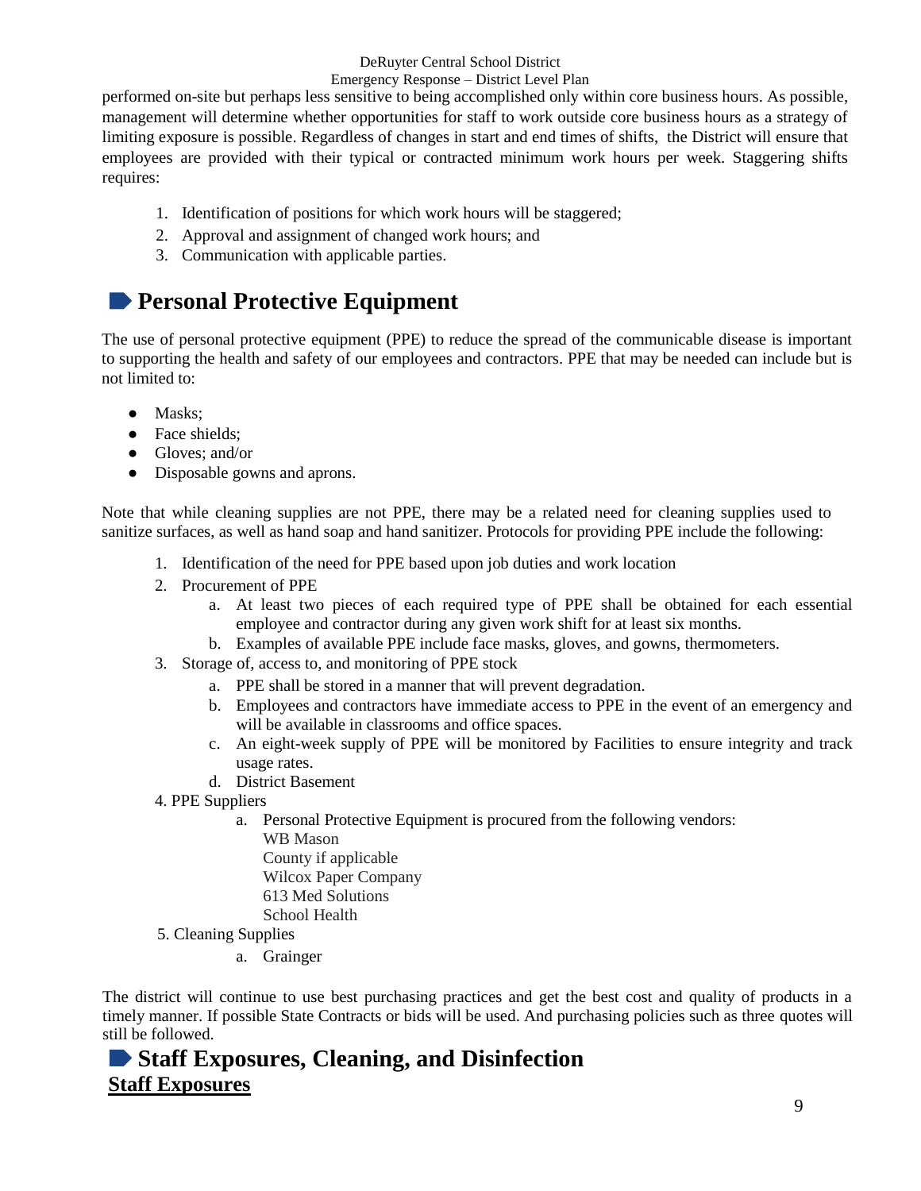performed on-site but perhaps less sensitive to being accomplished only within core business hours. As possible, management will determine whether opportunities for staff to work outside core business hours as a strategy of limiting exposure is possible. Regardless of changes in start and end times of shifts, the District will ensure that employees are provided with their typical or contracted minimum work hours per week. Staggering shifts requires:

1. Identification of positions for which work hours will be staggered;
2. Approval and assignment of changed work hours; and
3. Communication with applicable parties.

## Personal Protective Equipment

The use of personal protective equipment (PPE) to reduce the spread of the communicable disease is important to supporting the health and safety of our employees and contractors. PPE that may be needed can include but is not limited to:

- Masks;
- Face shields;
- Gloves; and/or
- Disposable gowns and aprons.

Note that while cleaning supplies are not PPE, there may be a related need for cleaning supplies used to sanitize surfaces, as well as hand soap and hand sanitizer. Protocols for providing PPE include the following:

1. Identification of the need for PPE based upon job duties and work location
2. Procurement of PPE
   a. At least two pieces of each required type of PPE shall be obtained for each essential employee and contractor during any given work shift for at least six months.
   b. Examples of available PPE include face masks, gloves, and gowns, thermometers.
3. Storage of, access to, and monitoring of PPE stock
   a. PPE shall be stored in a manner that will prevent degradation.
   b. Employees and contractors have immediate access to PPE in the event of an emergency and will be available in classrooms and office spaces.
   c. An eight-week supply of PPE will be monitored by Facilities to ensure integrity and track usage rates.
   d. District Basement
4. PPE Suppliers
   a. Personal Protective Equipment is procured from the following vendors:
      WB Mason
      County if applicable
      Wilcox Paper Company
      613 Med Solutions
      School Health
5. Cleaning Supplies
   a. Grainger

The district will continue to use best purchasing practices and get the best cost and quality of products in a timely manner. If possible State Contracts or bids will be used. And purchasing policies such as three quotes will still be followed.

## Staff Exposures, Cleaning, and Disinfection

### Staff Exposures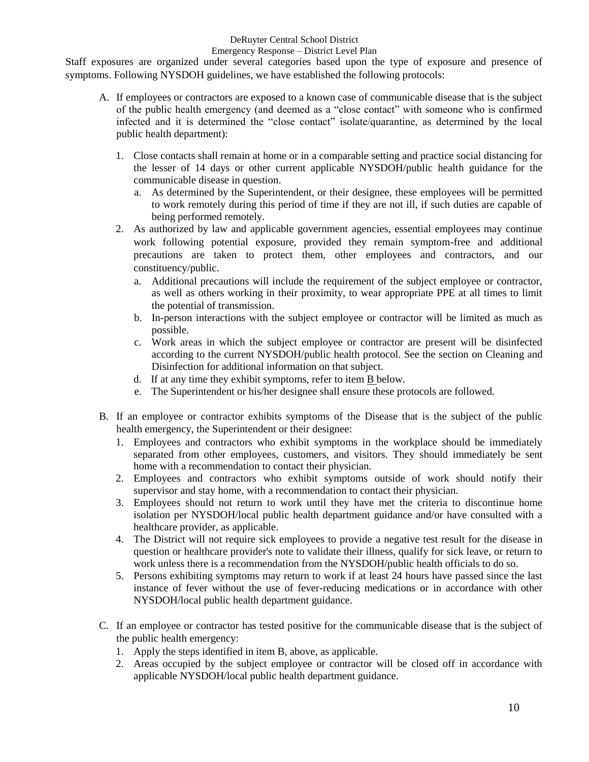Staff exposures are organized under several categories based upon the type of exposure and presence of symptoms. Following NYSDOH guidelines, we have established the following protocols:

A. If employees or contractors are exposed to a known case of communicable disease that is the subject of the public health emergency (and deemed as a "close contact" with someone who is confirmed infected and it is determined the "close contact" isolate/quarantine, as determined by the local public health department):

   1. Close contacts shall remain at home or in a comparable setting and practice social distancing for the lesser of 14 days or other current applicable NYSDOH/public health guidance for the communicable disease in question.
      a. As determined by the Superintendent, or their designee, these employees will be permitted to work remotely during this period of time if they are not ill, if such duties are capable of being performed remotely.
   2. As authorized by law and applicable government agencies, essential employees may continue work following potential exposure, provided they remain symptom-free and additional precautions are taken to protect them, other employees and contractors, and our constituency/public.
      a. Additional precautions will include the requirement of the subject employee or contractor, as well as others working in their proximity, to wear appropriate PPE at all times to limit the potential of transmission.
      b. In-person interactions with the subject employee or contractor will be limited as much as possible.
      c. Work areas in which the subject employee or contractor are present will be disinfected according to the current NYSDOH/public health protocol. See the section on Cleaning and Disinfection for additional information on that subject.
      d. If at any time they exhibit symptoms, refer to item B below.
      e. The Superintendent or his/her designee shall ensure these protocols are followed.

B. If an employee or contractor exhibits symptoms of the Disease that is the subject of the public health emergency, the Superintendent or their designee:
   1. Employees and contractors who exhibit symptoms in the workplace should be immediately separated from other employees, customers, and visitors. They should immediately be sent home with a recommendation to contact their physician.
   2. Employees and contractors who exhibit symptoms outside of work should notify their supervisor and stay home, with a recommendation to contact their physician.
   3. Employees should not return to work until they have met the criteria to discontinue home isolation per NYSDOH/local public health department guidance and/or have consulted with a healthcare provider, as applicable.
   4. The District will not require sick employees to provide a negative test result for the disease in question or healthcare provider's note to validate their illness, qualify for sick leave, or return to work unless there is a recommendation from the NYSDOH/public health officials to do so.
   5. Persons exhibiting symptoms may return to work if at least 24 hours have passed since the last instance of fever without the use of fever-reducing medications or in accordance with other NYSDOH/local public health department guidance.

C. If an employee or contractor has tested positive for the communicable disease that is the subject of the public health emergency:
   1. Apply the steps identified in item B, above, as applicable.
   2. Areas occupied by the subject employee or contractor will be closed off in accordance with applicable NYSDOH/local public health department guidance.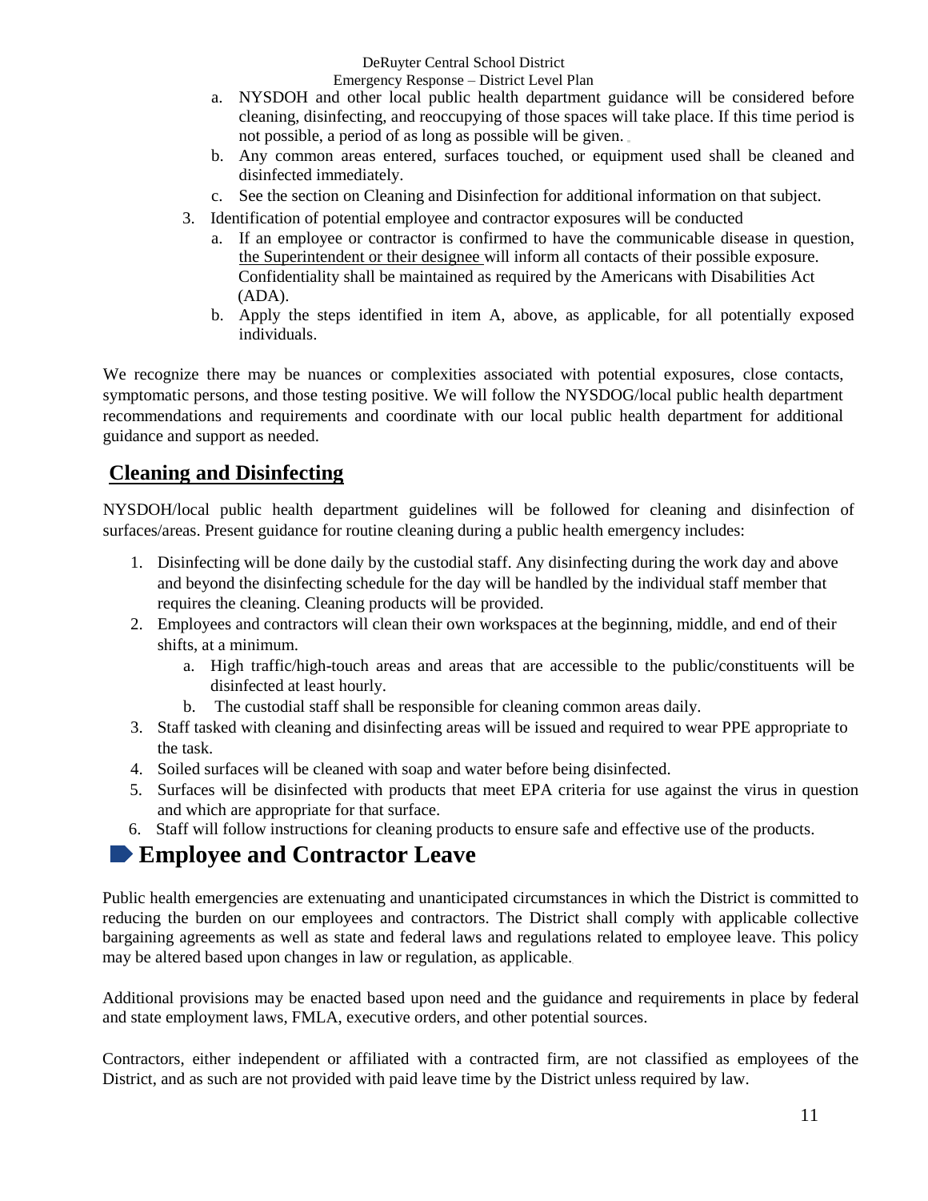a. NYSDOH and other local public health department guidance will be considered before cleaning, disinfecting, and reoccupying of those spaces will take place. If this time period is not possible, a period of as long as possible will be given.
   b. Any common areas entered, surfaces touched, or equipment used shall be cleaned and disinfected immediately.
   c. See the section on Cleaning and Disinfection for additional information on that subject.
3. Identification of potential employee and contractor exposures will be conducted
   a. If an employee or contractor is confirmed to have the communicable disease in question, the Superintendent or their designee will inform all contacts of their possible exposure. Confidentiality shall be maintained as required by the Americans with Disabilities Act (ADA).
   b. Apply the steps identified in item A, above, as applicable, for all potentially exposed individuals.

We recognize there may be nuances or complexities associated with potential exposures, close contacts, symptomatic persons, and those testing positive. We will follow the NYSDOG/local public health department recommendations and requirements and coordinate with our local public health department for additional guidance and support as needed.

## Cleaning and Disinfecting

NYSDOH/local public health department guidelines will be followed for cleaning and disinfection of surfaces/areas. Present guidance for routine cleaning during a public health emergency includes:

1. Disinfecting will be done daily by the custodial staff. Any disinfecting during the work day and above and beyond the disinfecting schedule for the day will be handled by the individual staff member that requires the cleaning. Cleaning products will be provided.
2. Employees and contractors will clean their own workspaces at the beginning, middle, and end of their shifts, at a minimum.
   a. High traffic/high-touch areas and areas that are accessible to the public/constituents will be disinfected at least hourly.
   b. The custodial staff shall be responsible for cleaning common areas daily.
3. Staff tasked with cleaning and disinfecting areas will be issued and required to wear PPE appropriate to the task.
4. Soiled surfaces will be cleaned with soap and water before being disinfected.
5. Surfaces will be disinfected with products that meet EPA criteria for use against the virus in question and which are appropriate for that surface.
6. Staff will follow instructions for cleaning products to ensure safe and effective use of the products.

## Employee and Contractor Leave

Public health emergencies are extenuating and unanticipated circumstances in which the District is committed to reducing the burden on our employees and contractors. The District shall comply with applicable collective bargaining agreements as well as state and federal laws and regulations related to employee leave. This policy may be altered based upon changes in law or regulation, as applicable.

Additional provisions may be enacted based upon need and the guidance and requirements in place by federal and state employment laws, FMLA, executive orders, and other potential sources.

Contractors, either independent or affiliated with a contracted firm, are not classified as employees of the District, and as such are not provided with paid leave time by the District unless required by law.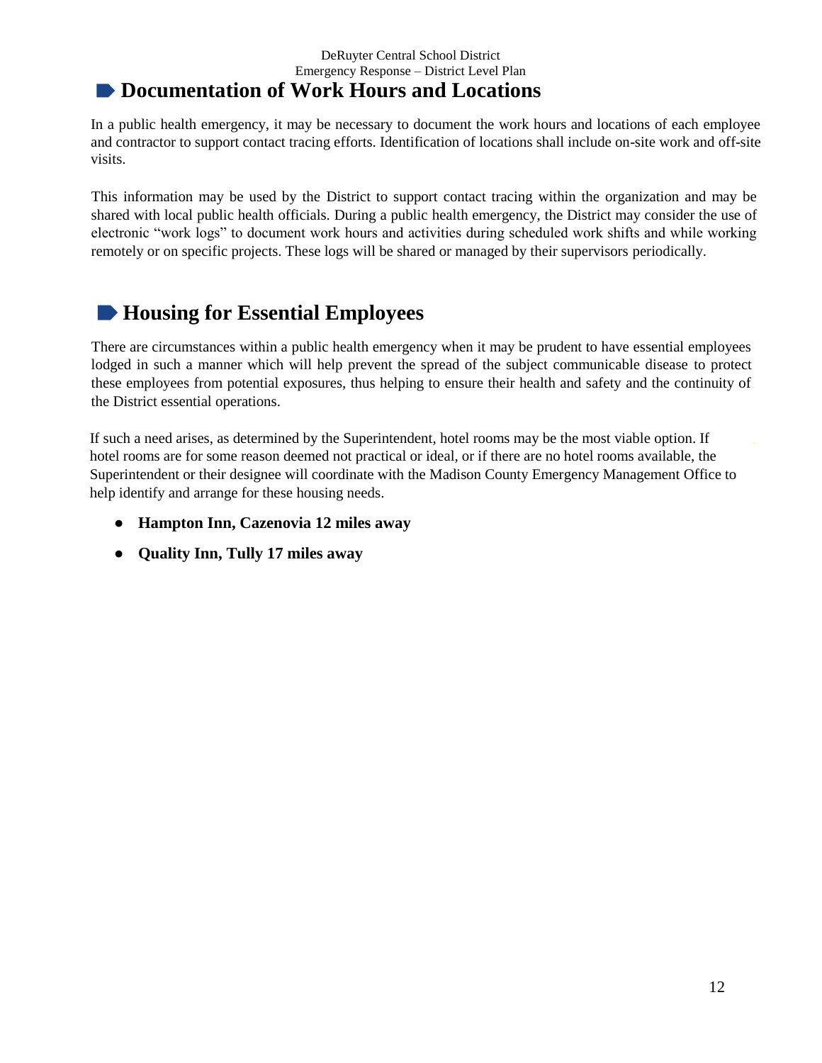## Documentation of Work Hours and Locations

In a public health emergency, it may be necessary to document the work hours and locations of each employee and contractor to support contact tracing efforts. Identification of locations shall include on-site work and off-site visits.

This information may be used by the District to support contact tracing within the organization and may be shared with local public health officials. During a public health emergency, the District may consider the use of electronic "work logs" to document work hours and activities during scheduled work shifts and while working remotely or on specific projects. These logs will be shared or managed by their supervisors periodically.

## Housing for Essential Employees

There are circumstances within a public health emergency when it may be prudent to have essential employees lodged in such a manner which will help prevent the spread of the subject communicable disease to protect these employees from potential exposures, thus helping to ensure their health and safety and the continuity of the District essential operations.

If such a need arises, as determined by the Superintendent, hotel rooms may be the most viable option. If hotel rooms are for some reason deemed not practical or ideal, or if there are no hotel rooms available, the Superintendent or their designee will coordinate with the Madison County Emergency Management Office to help identify and arrange for these housing needs.

- **Hampton Inn, Cazenovia 12 miles away**
- **Quality Inn, Tully 17 miles away**